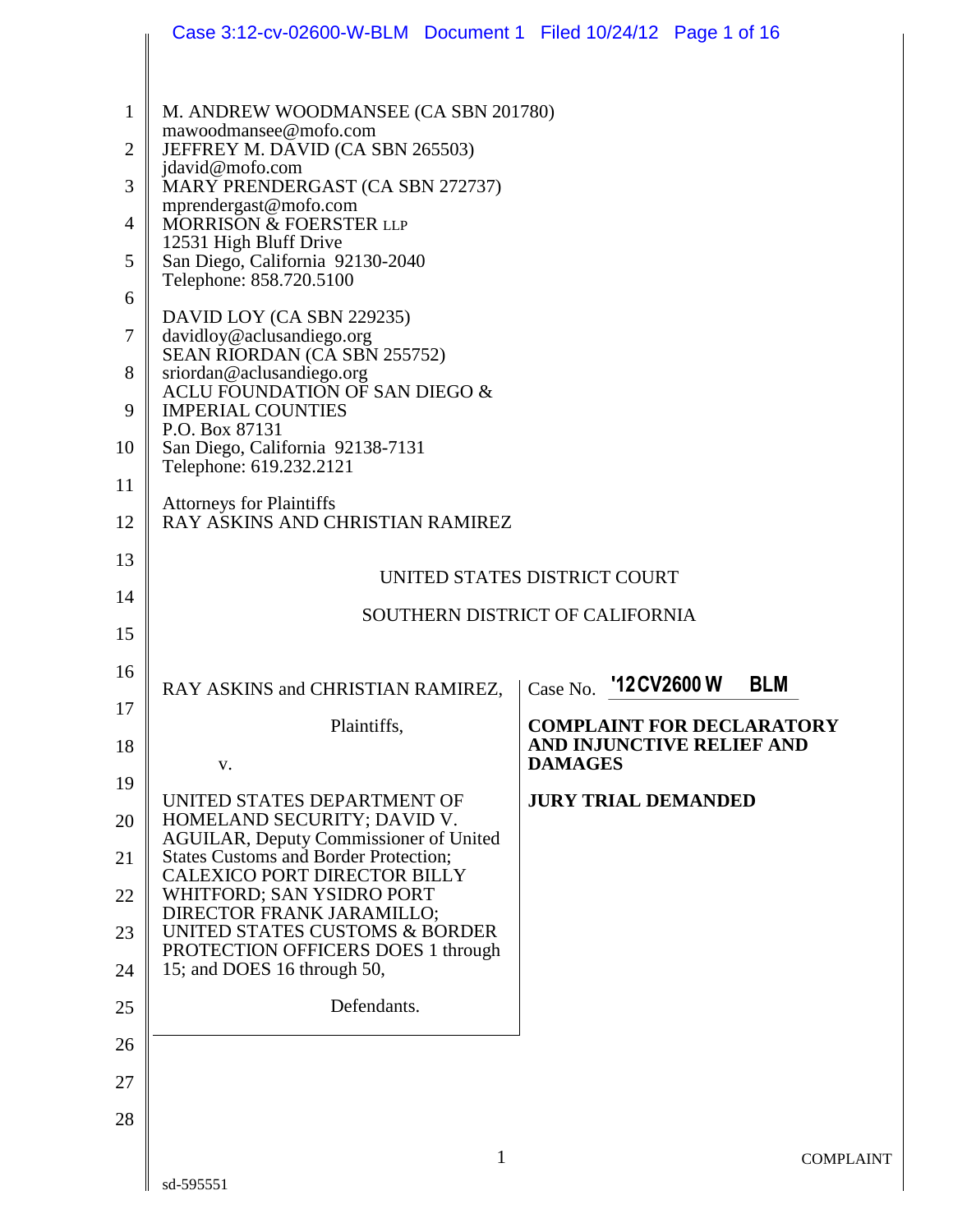M. ANDREW WOODMANSEE (CA SBN 201780)
mawoodmansee@mofo.com
JEFFREY M. DAVID (CA SBN 265503)
jdavid@mofo.com
MARY PRENDERGAST (CA SBN 272737)
mprendergast@mofo.com
MORRISON & FOERSTER LLP
12531 High Bluff Drive
San Diego, California 92130-2040
Telephone: 858.720.5100

DAVID LOY (CA SBN 229235)
davidloy@aclusandiego.org
SEAN RIORDAN (CA SBN 255752)
sriordan@aclusandiego.org
ACLU FOUNDATION OF SAN DIEGO & IMPERIAL COUNTIES
P.O. Box 87131
San Diego, California 92138-7131
Telephone: 619.232.2121

Attorneys for Plaintiffs
RAY ASKINS AND CHRISTIAN RAMIREZ

UNITED STATES DISTRICT COURT

SOUTHERN DISTRICT OF CALIFORNIA

RAY ASKINS and CHRISTIAN RAMIREZ,

Plaintiffs,

v.

UNITED STATES DEPARTMENT OF HOMELAND SECURITY; DAVID V. AGUILAR, Deputy Commissioner of United States Customs and Border Protection; CALEXICO PORT DIRECTOR BILLY WHITFORD; SAN YSIDRO PORT DIRECTOR FRANK JARAMILLO; UNITED STATES CUSTOMS & BORDER PROTECTION OFFICERS DOES 1 through 15; and DOES 16 through 50,

Defendants.

Case No. '12CV2600 W BLM

**COMPLAINT FOR DECLARATORY AND INJUNCTIVE RELIEF AND DAMAGES**

**JURY TRIAL DEMANDED**

sd-595551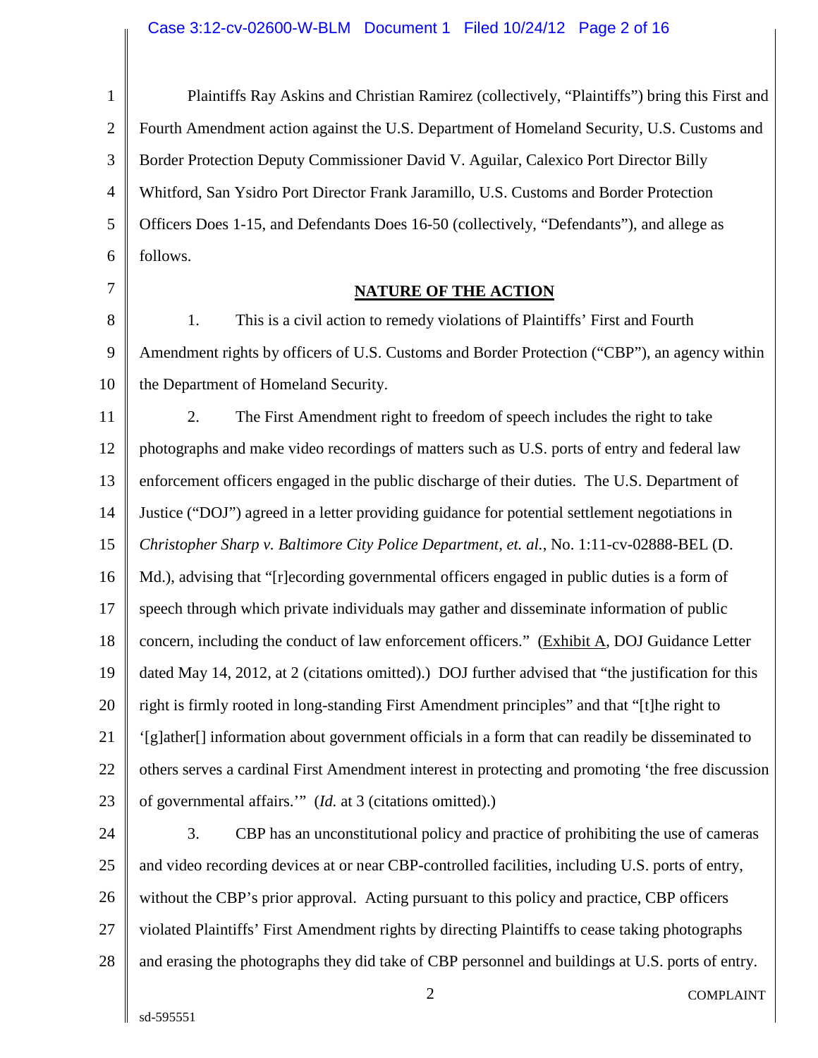Plaintiffs Ray Askins and Christian Ramirez (collectively, "Plaintiffs") bring this First and Fourth Amendment action against the U.S. Department of Homeland Security, U.S. Customs and Border Protection Deputy Commissioner David V. Aguilar, Calexico Port Director Billy Whitford, San Ysidro Port Director Frank Jaramillo, U.S. Customs and Border Protection Officers Does 1-15, and Defendants Does 16-50 (collectively, "Defendants"), and allege as follows.

## NATURE OF THE ACTION

1. This is a civil action to remedy violations of Plaintiffs' First and Fourth Amendment rights by officers of U.S. Customs and Border Protection ("CBP"), an agency within the Department of Homeland Security.

2. The First Amendment right to freedom of speech includes the right to take photographs and make video recordings of matters such as U.S. ports of entry and federal law enforcement officers engaged in the public discharge of their duties. The U.S. Department of Justice ("DOJ") agreed in a letter providing guidance for potential settlement negotiations in *Christopher Sharp v. Baltimore City Police Department, et. al.*, No. 1:11-cv-02888-BEL (D. Md.), advising that "[r]ecording governmental officers engaged in public duties is a form of speech through which private individuals may gather and disseminate information of public concern, including the conduct of law enforcement officers." (Exhibit A, DOJ Guidance Letter dated May 14, 2012, at 2 (citations omitted).) DOJ further advised that "the justification for this right is firmly rooted in long-standing First Amendment principles" and that "[t]he right to '[g]ather[] information about government officials in a form that can readily be disseminated to others serves a cardinal First Amendment interest in protecting and promoting 'the free discussion of governmental affairs.'" (*Id.* at 3 (citations omitted).)

3. CBP has an unconstitutional policy and practice of prohibiting the use of cameras and video recording devices at or near CBP-controlled facilities, including U.S. ports of entry, without the CBP's prior approval. Acting pursuant to this policy and practice, CBP officers violated Plaintiffs' First Amendment rights by directing Plaintiffs to cease taking photographs and erasing the photographs they did take of CBP personnel and buildings at U.S. ports of entry.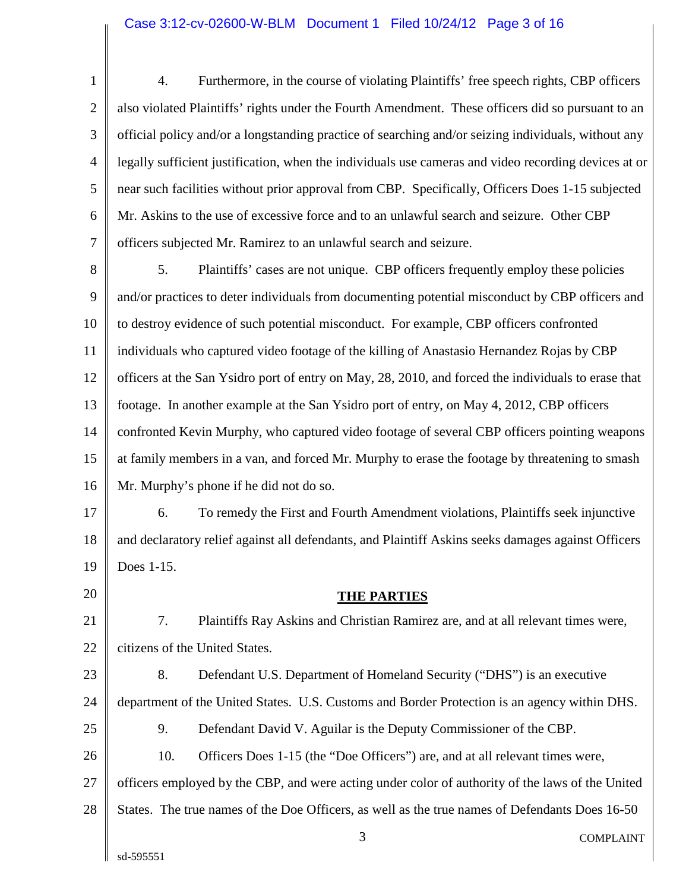4. Furthermore, in the course of violating Plaintiffs' free speech rights, CBP officers also violated Plaintiffs' rights under the Fourth Amendment. These officers did so pursuant to an official policy and/or a longstanding practice of searching and/or seizing individuals, without any legally sufficient justification, when the individuals use cameras and video recording devices at or near such facilities without prior approval from CBP. Specifically, Officers Does 1-15 subjected Mr. Askins to the use of excessive force and to an unlawful search and seizure. Other CBP officers subjected Mr. Ramirez to an unlawful search and seizure.

5. Plaintiffs' cases are not unique. CBP officers frequently employ these policies and/or practices to deter individuals from documenting potential misconduct by CBP officers and to destroy evidence of such potential misconduct. For example, CBP officers confronted individuals who captured video footage of the killing of Anastasio Hernandez Rojas by CBP officers at the San Ysidro port of entry on May, 28, 2010, and forced the individuals to erase that footage. In another example at the San Ysidro port of entry, on May 4, 2012, CBP officers confronted Kevin Murphy, who captured video footage of several CBP officers pointing weapons at family members in a van, and forced Mr. Murphy to erase the footage by threatening to smash Mr. Murphy's phone if he did not do so.

6. To remedy the First and Fourth Amendment violations, Plaintiffs seek injunctive and declaratory relief against all defendants, and Plaintiff Askins seeks damages against Officers Does 1-15.

## THE PARTIES

7. Plaintiffs Ray Askins and Christian Ramirez are, and at all relevant times were, citizens of the United States.

8. Defendant U.S. Department of Homeland Security ("DHS") is an executive department of the United States. U.S. Customs and Border Protection is an agency within DHS.

9. Defendant David V. Aguilar is the Deputy Commissioner of the CBP.

10. Officers Does 1-15 (the "Doe Officers") are, and at all relevant times were, officers employed by the CBP, and were acting under color of authority of the laws of the United States. The true names of the Doe Officers, as well as the true names of Defendants Does 16-50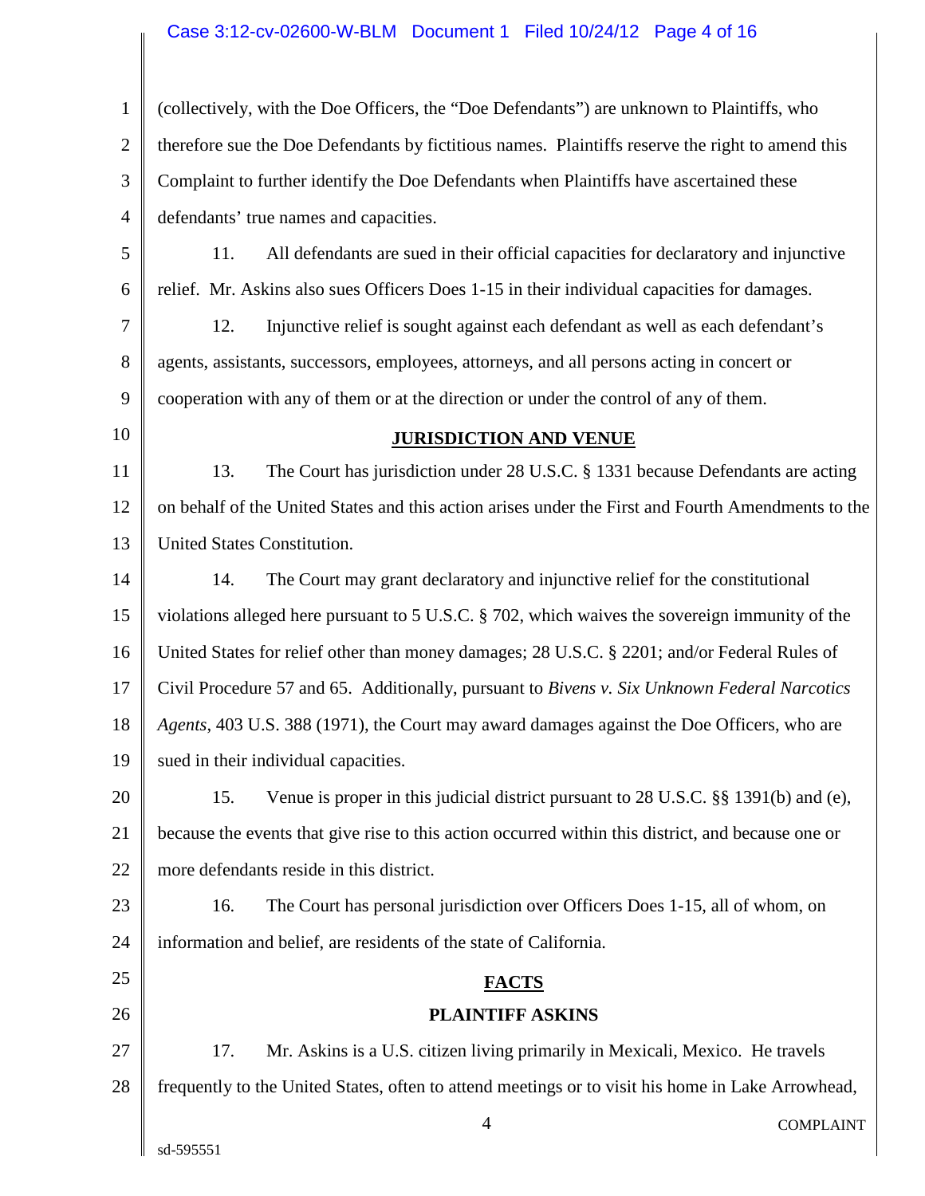(collectively, with the Doe Officers, the "Doe Defendants") are unknown to Plaintiffs, who therefore sue the Doe Defendants by fictitious names. Plaintiffs reserve the right to amend this Complaint to further identify the Doe Defendants when Plaintiffs have ascertained these defendants' true names and capacities.

11. All defendants are sued in their official capacities for declaratory and injunctive relief. Mr. Askins also sues Officers Does 1-15 in their individual capacities for damages.

12. Injunctive relief is sought against each defendant as well as each defendant's agents, assistants, successors, employees, attorneys, and all persons acting in concert or cooperation with any of them or at the direction or under the control of any of them.

## JURISDICTION AND VENUE

13. The Court has jurisdiction under 28 U.S.C. § 1331 because Defendants are acting on behalf of the United States and this action arises under the First and Fourth Amendments to the United States Constitution.

14. The Court may grant declaratory and injunctive relief for the constitutional violations alleged here pursuant to 5 U.S.C. § 702, which waives the sovereign immunity of the United States for relief other than money damages; 28 U.S.C. § 2201; and/or Federal Rules of Civil Procedure 57 and 65. Additionally, pursuant to *Bivens v. Six Unknown Federal Narcotics Agents*, 403 U.S. 388 (1971), the Court may award damages against the Doe Officers, who are sued in their individual capacities.

15. Venue is proper in this judicial district pursuant to 28 U.S.C. §§ 1391(b) and (e), because the events that give rise to this action occurred within this district, and because one or more defendants reside in this district.

16. The Court has personal jurisdiction over Officers Does 1-15, all of whom, on information and belief, are residents of the state of California.

## FACTS

### PLAINTIFF ASKINS

17. Mr. Askins is a U.S. citizen living primarily in Mexicali, Mexico. He travels frequently to the United States, often to attend meetings or to visit his home in Lake Arrowhead,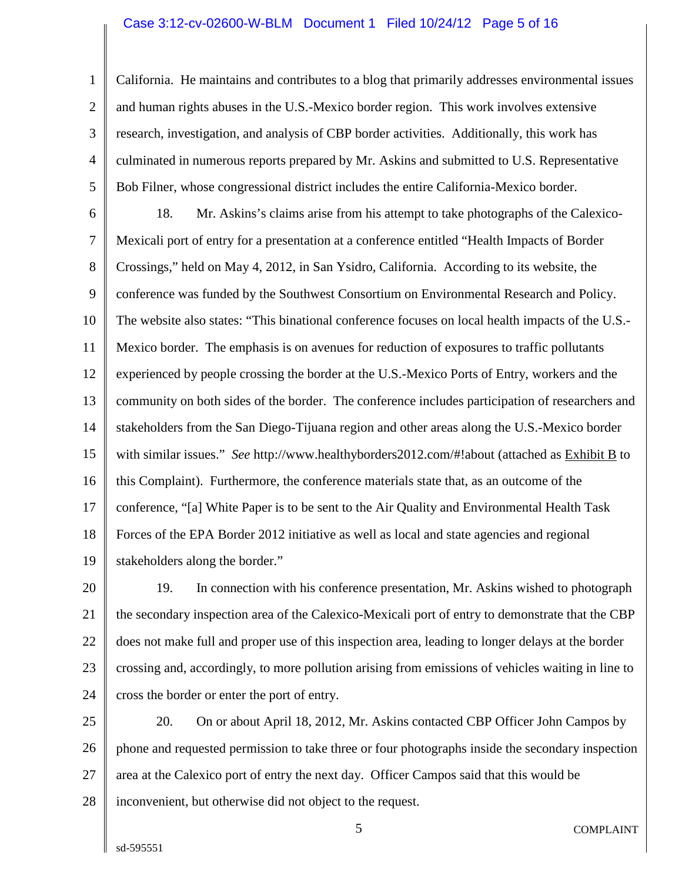California. He maintains and contributes to a blog that primarily addresses environmental issues and human rights abuses in the U.S.-Mexico border region. This work involves extensive research, investigation, and analysis of CBP border activities. Additionally, this work has culminated in numerous reports prepared by Mr. Askins and submitted to U.S. Representative Bob Filner, whose congressional district includes the entire California-Mexico border.

18. Mr. Askins's claims arise from his attempt to take photographs of the Calexico-Mexicali port of entry for a presentation at a conference entitled "Health Impacts of Border Crossings," held on May 4, 2012, in San Ysidro, California. According to its website, the conference was funded by the Southwest Consortium on Environmental Research and Policy. The website also states: "This binational conference focuses on local health impacts of the U.S.-Mexico border. The emphasis is on avenues for reduction of exposures to traffic pollutants experienced by people crossing the border at the U.S.-Mexico Ports of Entry, workers and the community on both sides of the border. The conference includes participation of researchers and stakeholders from the San Diego-Tijuana region and other areas along the U.S.-Mexico border with similar issues." *See* http://www.healthyborders2012.com/#!about (attached as Exhibit B to this Complaint). Furthermore, the conference materials state that, as an outcome of the conference, "[a] White Paper is to be sent to the Air Quality and Environmental Health Task Forces of the EPA Border 2012 initiative as well as local and state agencies and regional stakeholders along the border."

19. In connection with his conference presentation, Mr. Askins wished to photograph the secondary inspection area of the Calexico-Mexicali port of entry to demonstrate that the CBP does not make full and proper use of this inspection area, leading to longer delays at the border crossing and, accordingly, to more pollution arising from emissions of vehicles waiting in line to cross the border or enter the port of entry.

20. On or about April 18, 2012, Mr. Askins contacted CBP Officer John Campos by phone and requested permission to take three or four photographs inside the secondary inspection area at the Calexico port of entry the next day. Officer Campos said that this would be inconvenient, but otherwise did not object to the request.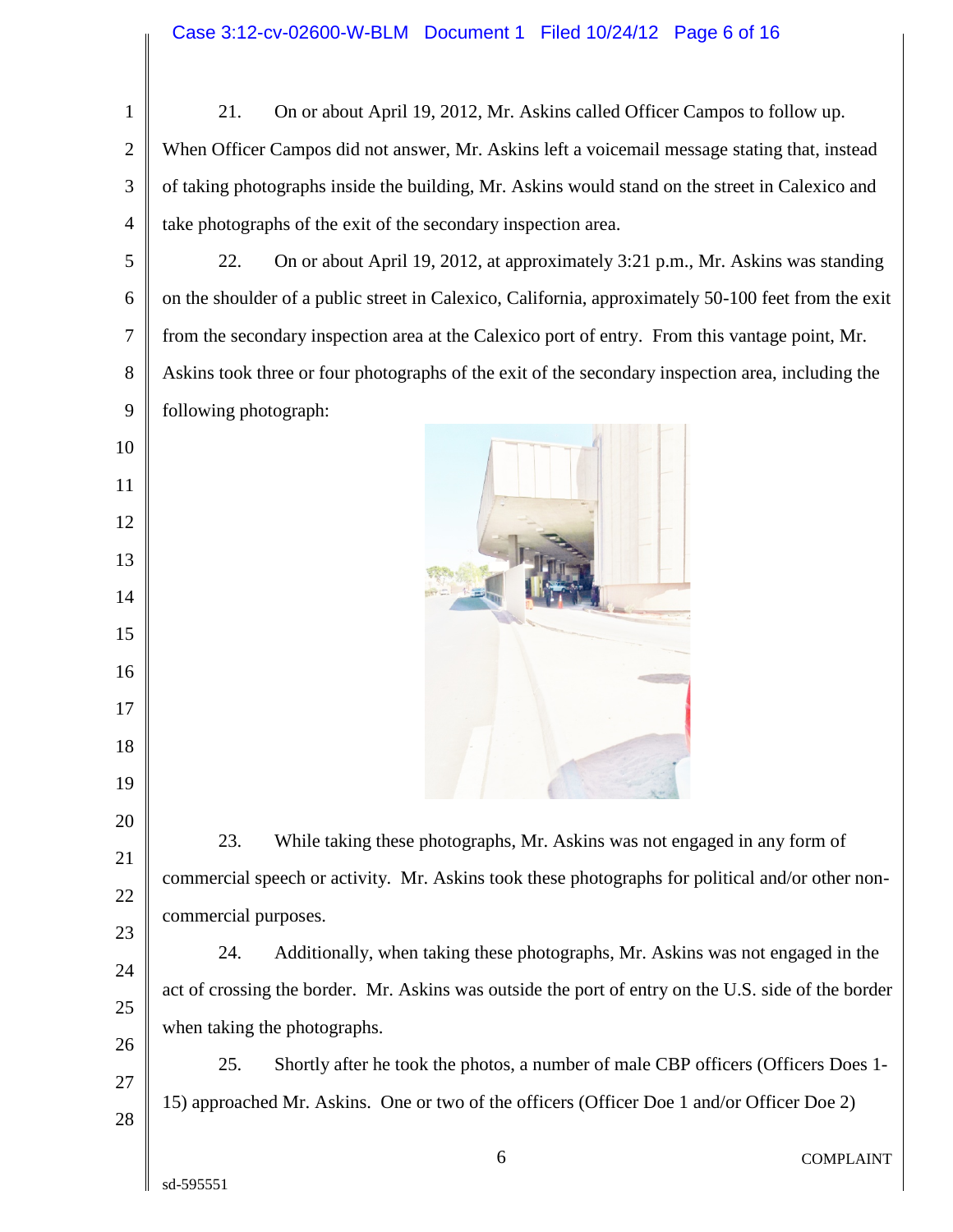21. On or about April 19, 2012, Mr. Askins called Officer Campos to follow up. When Officer Campos did not answer, Mr. Askins left a voicemail message stating that, instead of taking photographs inside the building, Mr. Askins would stand on the street in Calexico and take photographs of the exit of the secondary inspection area.

22. On or about April 19, 2012, at approximately 3:21 p.m., Mr. Askins was standing on the shoulder of a public street in Calexico, California, approximately 50-100 feet from the exit from the secondary inspection area at the Calexico port of entry. From this vantage point, Mr. Askins took three or four photographs of the exit of the secondary inspection area, including the following photograph:

23. While taking these photographs, Mr. Askins was not engaged in any form of commercial speech or activity. Mr. Askins took these photographs for political and/or other non-commercial purposes.

24. Additionally, when taking these photographs, Mr. Askins was not engaged in the act of crossing the border. Mr. Askins was outside the port of entry on the U.S. side of the border when taking the photographs.

25. Shortly after he took the photos, a number of male CBP officers (Officers Does 1-15) approached Mr. Askins. One or two of the officers (Officer Doe 1 and/or Officer Doe 2)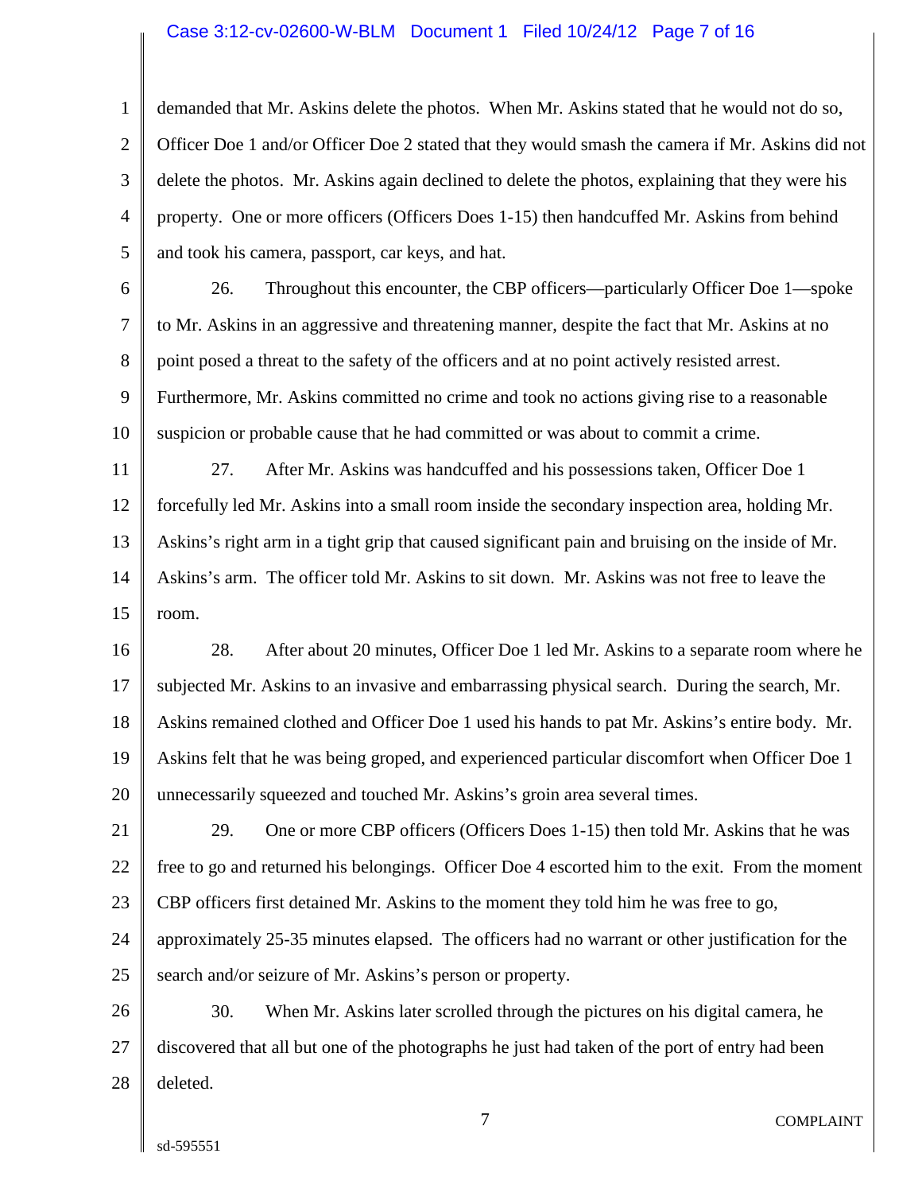demanded that Mr. Askins delete the photos. When Mr. Askins stated that he would not do so, Officer Doe 1 and/or Officer Doe 2 stated that they would smash the camera if Mr. Askins did not delete the photos. Mr. Askins again declined to delete the photos, explaining that they were his property. One or more officers (Officers Does 1-15) then handcuffed Mr. Askins from behind and took his camera, passport, car keys, and hat.

26. Throughout this encounter, the CBP officers—particularly Officer Doe 1—spoke to Mr. Askins in an aggressive and threatening manner, despite the fact that Mr. Askins at no point posed a threat to the safety of the officers and at no point actively resisted arrest. Furthermore, Mr. Askins committed no crime and took no actions giving rise to a reasonable suspicion or probable cause that he had committed or was about to commit a crime.

27. After Mr. Askins was handcuffed and his possessions taken, Officer Doe 1 forcefully led Mr. Askins into a small room inside the secondary inspection area, holding Mr. Askins's right arm in a tight grip that caused significant pain and bruising on the inside of Mr. Askins's arm. The officer told Mr. Askins to sit down. Mr. Askins was not free to leave the room.

28. After about 20 minutes, Officer Doe 1 led Mr. Askins to a separate room where he subjected Mr. Askins to an invasive and embarrassing physical search. During the search, Mr. Askins remained clothed and Officer Doe 1 used his hands to pat Mr. Askins's entire body. Mr. Askins felt that he was being groped, and experienced particular discomfort when Officer Doe 1 unnecessarily squeezed and touched Mr. Askins's groin area several times.

29. One or more CBP officers (Officers Does 1-15) then told Mr. Askins that he was free to go and returned his belongings. Officer Doe 4 escorted him to the exit. From the moment CBP officers first detained Mr. Askins to the moment they told him he was free to go, approximately 25-35 minutes elapsed. The officers had no warrant or other justification for the search and/or seizure of Mr. Askins's person or property.

30. When Mr. Askins later scrolled through the pictures on his digital camera, he discovered that all but one of the photographs he just had taken of the port of entry had been deleted.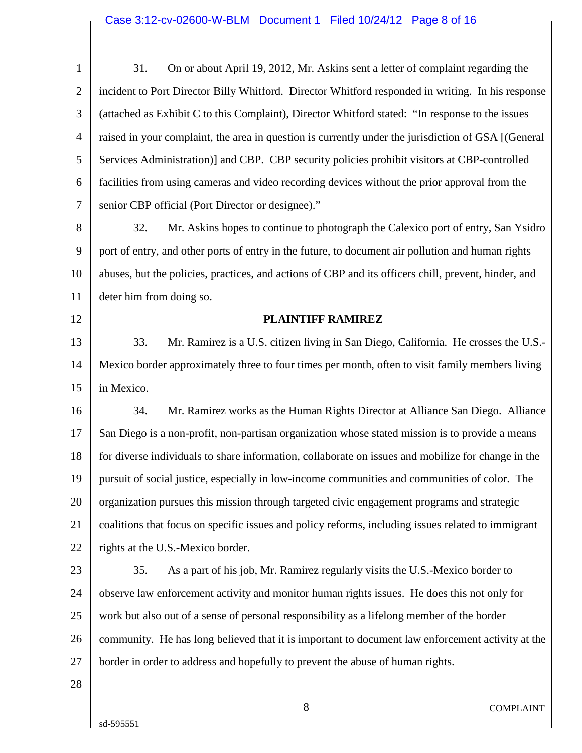31. On or about April 19, 2012, Mr. Askins sent a letter of complaint regarding the incident to Port Director Billy Whitford. Director Whitford responded in writing. In his response (attached as Exhibit C to this Complaint), Director Whitford stated: "In response to the issues raised in your complaint, the area in question is currently under the jurisdiction of GSA [(General Services Administration)] and CBP. CBP security policies prohibit visitors at CBP-controlled facilities from using cameras and video recording devices without the prior approval from the senior CBP official (Port Director or designee)."

32. Mr. Askins hopes to continue to photograph the Calexico port of entry, San Ysidro port of entry, and other ports of entry in the future, to document air pollution and human rights abuses, but the policies, practices, and actions of CBP and its officers chill, prevent, hinder, and deter him from doing so.

**PLAINTIFF RAMIREZ**

33. Mr. Ramirez is a U.S. citizen living in San Diego, California. He crosses the U.S.-Mexico border approximately three to four times per month, often to visit family members living in Mexico.

34. Mr. Ramirez works as the Human Rights Director at Alliance San Diego. Alliance San Diego is a non-profit, non-partisan organization whose stated mission is to provide a means for diverse individuals to share information, collaborate on issues and mobilize for change in the pursuit of social justice, especially in low-income communities and communities of color. The organization pursues this mission through targeted civic engagement programs and strategic coalitions that focus on specific issues and policy reforms, including issues related to immigrant rights at the U.S.-Mexico border.

35. As a part of his job, Mr. Ramirez regularly visits the U.S.-Mexico border to observe law enforcement activity and monitor human rights issues. He does this not only for work but also out of a sense of personal responsibility as a lifelong member of the border community. He has long believed that it is important to document law enforcement activity at the border in order to address and hopefully to prevent the abuse of human rights.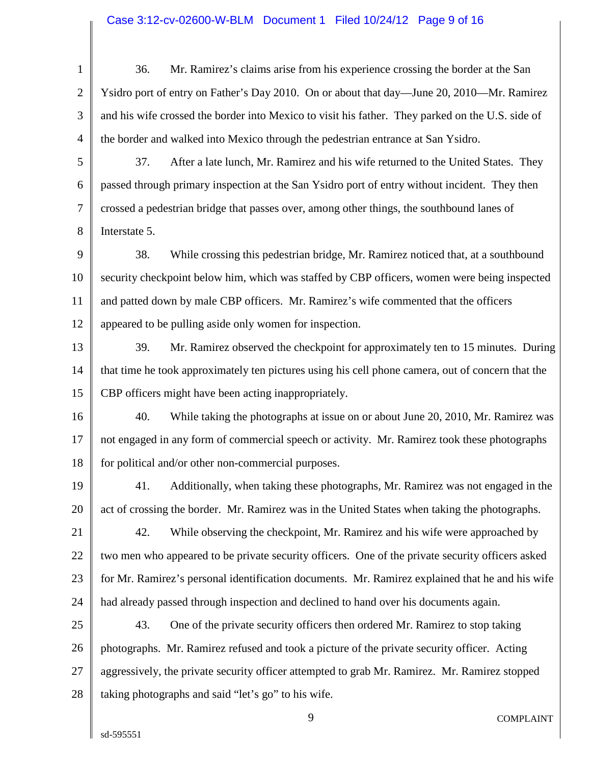36. Mr. Ramirez's claims arise from his experience crossing the border at the San Ysidro port of entry on Father's Day 2010. On or about that day—June 20, 2010—Mr. Ramirez and his wife crossed the border into Mexico to visit his father. They parked on the U.S. side of the border and walked into Mexico through the pedestrian entrance at San Ysidro.

37. After a late lunch, Mr. Ramirez and his wife returned to the United States. They passed through primary inspection at the San Ysidro port of entry without incident. They then crossed a pedestrian bridge that passes over, among other things, the southbound lanes of Interstate 5.

38. While crossing this pedestrian bridge, Mr. Ramirez noticed that, at a southbound security checkpoint below him, which was staffed by CBP officers, women were being inspected and patted down by male CBP officers. Mr. Ramirez's wife commented that the officers appeared to be pulling aside only women for inspection.

39. Mr. Ramirez observed the checkpoint for approximately ten to 15 minutes. During that time he took approximately ten pictures using his cell phone camera, out of concern that the CBP officers might have been acting inappropriately.

40. While taking the photographs at issue on or about June 20, 2010, Mr. Ramirez was not engaged in any form of commercial speech or activity. Mr. Ramirez took these photographs for political and/or other non-commercial purposes.

41. Additionally, when taking these photographs, Mr. Ramirez was not engaged in the act of crossing the border. Mr. Ramirez was in the United States when taking the photographs.

42. While observing the checkpoint, Mr. Ramirez and his wife were approached by two men who appeared to be private security officers. One of the private security officers asked for Mr. Ramirez's personal identification documents. Mr. Ramirez explained that he and his wife had already passed through inspection and declined to hand over his documents again.

43. One of the private security officers then ordered Mr. Ramirez to stop taking photographs. Mr. Ramirez refused and took a picture of the private security officer. Acting aggressively, the private security officer attempted to grab Mr. Ramirez. Mr. Ramirez stopped taking photographs and said "let's go" to his wife.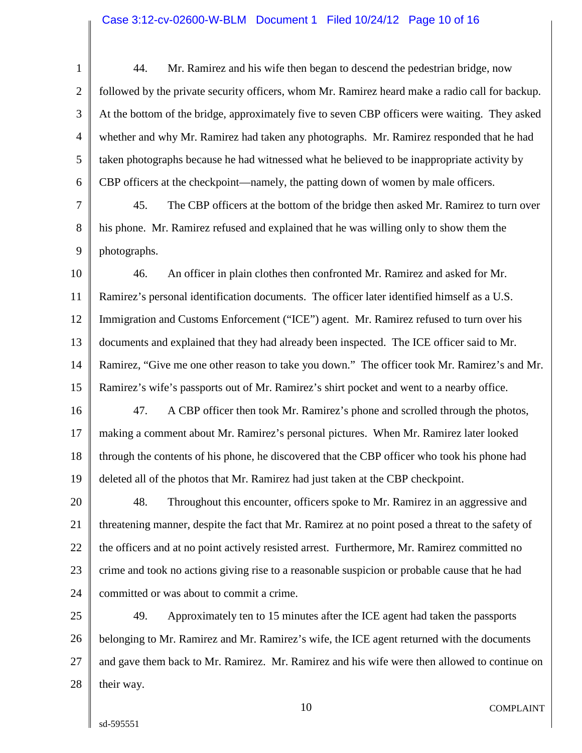44. Mr. Ramirez and his wife then began to descend the pedestrian bridge, now followed by the private security officers, whom Mr. Ramirez heard make a radio call for backup. At the bottom of the bridge, approximately five to seven CBP officers were waiting. They asked whether and why Mr. Ramirez had taken any photographs. Mr. Ramirez responded that he had taken photographs because he had witnessed what he believed to be inappropriate activity by CBP officers at the checkpoint—namely, the patting down of women by male officers.

45. The CBP officers at the bottom of the bridge then asked Mr. Ramirez to turn over his phone. Mr. Ramirez refused and explained that he was willing only to show them the photographs.

46. An officer in plain clothes then confronted Mr. Ramirez and asked for Mr. Ramirez's personal identification documents. The officer later identified himself as a U.S. Immigration and Customs Enforcement ("ICE") agent. Mr. Ramirez refused to turn over his documents and explained that they had already been inspected. The ICE officer said to Mr. Ramirez, "Give me one other reason to take you down." The officer took Mr. Ramirez's and Mr. Ramirez's wife's passports out of Mr. Ramirez's shirt pocket and went to a nearby office.

47. A CBP officer then took Mr. Ramirez's phone and scrolled through the photos, making a comment about Mr. Ramirez's personal pictures. When Mr. Ramirez later looked through the contents of his phone, he discovered that the CBP officer who took his phone had deleted all of the photos that Mr. Ramirez had just taken at the CBP checkpoint.

48. Throughout this encounter, officers spoke to Mr. Ramirez in an aggressive and threatening manner, despite the fact that Mr. Ramirez at no point posed a threat to the safety of the officers and at no point actively resisted arrest. Furthermore, Mr. Ramirez committed no crime and took no actions giving rise to a reasonable suspicion or probable cause that he had committed or was about to commit a crime.

49. Approximately ten to 15 minutes after the ICE agent had taken the passports belonging to Mr. Ramirez and Mr. Ramirez's wife, the ICE agent returned with the documents and gave them back to Mr. Ramirez. Mr. Ramirez and his wife were then allowed to continue on their way.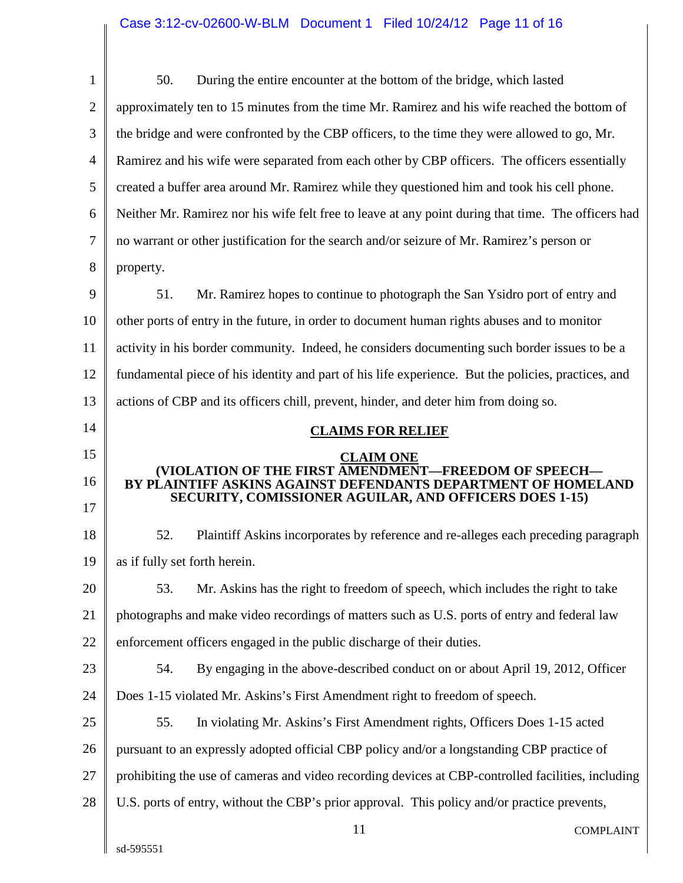50. During the entire encounter at the bottom of the bridge, which lasted approximately ten to 15 minutes from the time Mr. Ramirez and his wife reached the bottom of the bridge and were confronted by the CBP officers, to the time they were allowed to go, Mr. Ramirez and his wife were separated from each other by CBP officers. The officers essentially created a buffer area around Mr. Ramirez while they questioned him and took his cell phone. Neither Mr. Ramirez nor his wife felt free to leave at any point during that time. The officers had no warrant or other justification for the search and/or seizure of Mr. Ramirez's person or property.

51. Mr. Ramirez hopes to continue to photograph the San Ysidro port of entry and other ports of entry in the future, in order to document human rights abuses and to monitor activity in his border community. Indeed, he considers documenting such border issues to be a fundamental piece of his identity and part of his life experience. But the policies, practices, and actions of CBP and its officers chill, prevent, hinder, and deter him from doing so.

## CLAIMS FOR RELIEF

### CLAIM ONE

### (VIOLATION OF THE FIRST AMENDMENT—FREEDOM OF SPEECH—BY PLAINTIFF ASKINS AGAINST DEFENDANTS DEPARTMENT OF HOMELAND SECURITY, COMISSIONER AGUILAR, AND OFFICERS DOES 1-15)

52. Plaintiff Askins incorporates by reference and re-alleges each preceding paragraph as if fully set forth herein.

53. Mr. Askins has the right to freedom of speech, which includes the right to take photographs and make video recordings of matters such as U.S. ports of entry and federal law enforcement officers engaged in the public discharge of their duties.

54. By engaging in the above-described conduct on or about April 19, 2012, Officer Does 1-15 violated Mr. Askins's First Amendment right to freedom of speech.

55. In violating Mr. Askins's First Amendment rights, Officers Does 1-15 acted pursuant to an expressly adopted official CBP policy and/or a longstanding CBP practice of prohibiting the use of cameras and video recording devices at CBP-controlled facilities, including U.S. ports of entry, without the CBP's prior approval. This policy and/or practice prevents,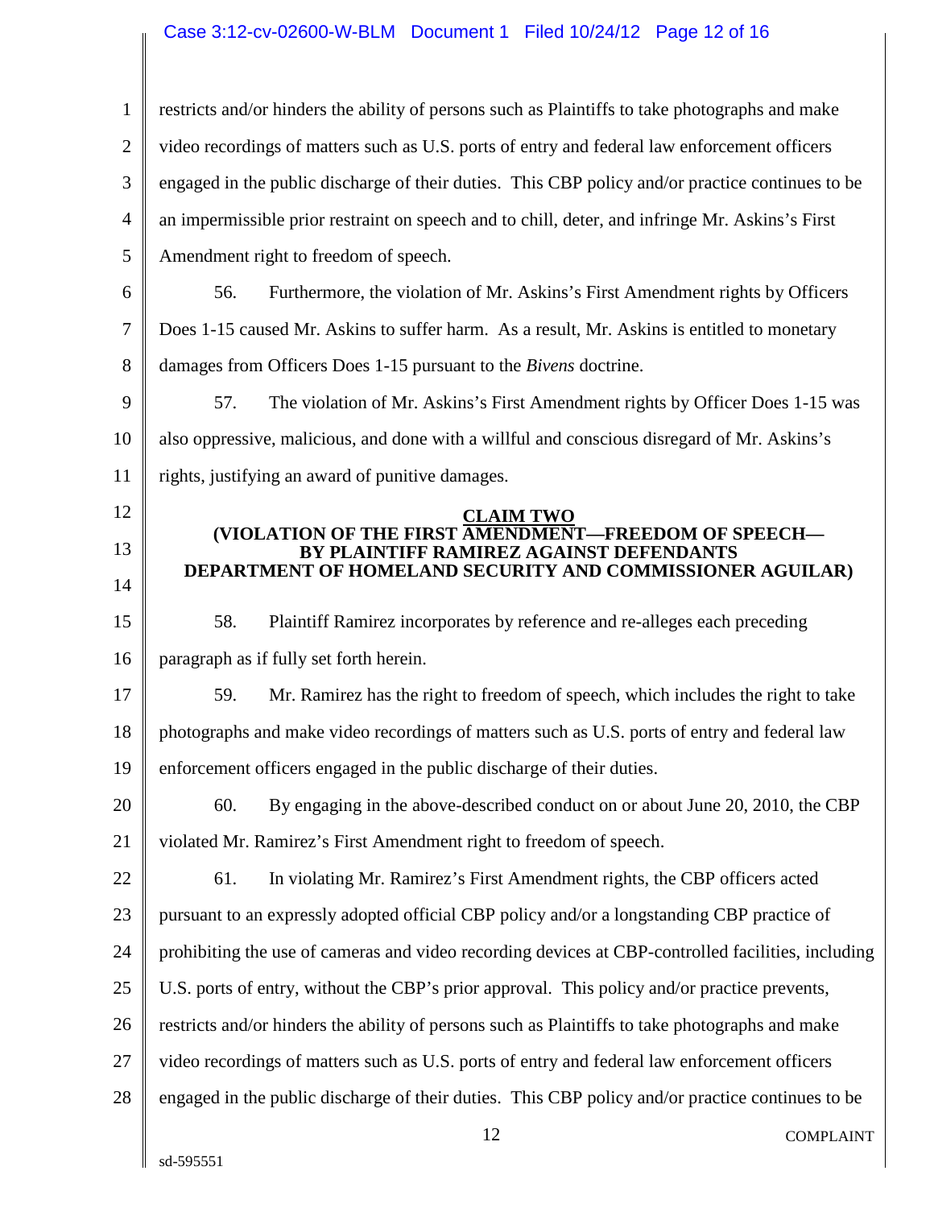restricts and/or hinders the ability of persons such as Plaintiffs to take photographs and make video recordings of matters such as U.S. ports of entry and federal law enforcement officers engaged in the public discharge of their duties. This CBP policy and/or practice continues to be an impermissible prior restraint on speech and to chill, deter, and infringe Mr. Askins's First Amendment right to freedom of speech.

56. Furthermore, the violation of Mr. Askins's First Amendment rights by Officers Does 1-15 caused Mr. Askins to suffer harm. As a result, Mr. Askins is entitled to monetary damages from Officers Does 1-15 pursuant to the *Bivens* doctrine.

57. The violation of Mr. Askins's First Amendment rights by Officer Does 1-15 was also oppressive, malicious, and done with a willful and conscious disregard of Mr. Askins's rights, justifying an award of punitive damages.

## CLAIM TWO
### (VIOLATION OF THE FIRST AMENDMENT—FREEDOM OF SPEECH—BY PLAINTIFF RAMIREZ AGAINST DEFENDANTS DEPARTMENT OF HOMELAND SECURITY AND COMMISSIONER AGUILAR)

58. Plaintiff Ramirez incorporates by reference and re-alleges each preceding paragraph as if fully set forth herein.

59. Mr. Ramirez has the right to freedom of speech, which includes the right to take photographs and make video recordings of matters such as U.S. ports of entry and federal law enforcement officers engaged in the public discharge of their duties.

60. By engaging in the above-described conduct on or about June 20, 2010, the CBP violated Mr. Ramirez's First Amendment right to freedom of speech.

61. In violating Mr. Ramirez's First Amendment rights, the CBP officers acted pursuant to an expressly adopted official CBP policy and/or a longstanding CBP practice of prohibiting the use of cameras and video recording devices at CBP-controlled facilities, including U.S. ports of entry, without the CBP's prior approval. This policy and/or practice prevents, restricts and/or hinders the ability of persons such as Plaintiffs to take photographs and make video recordings of matters such as U.S. ports of entry and federal law enforcement officers engaged in the public discharge of their duties. This CBP policy and/or practice continues to be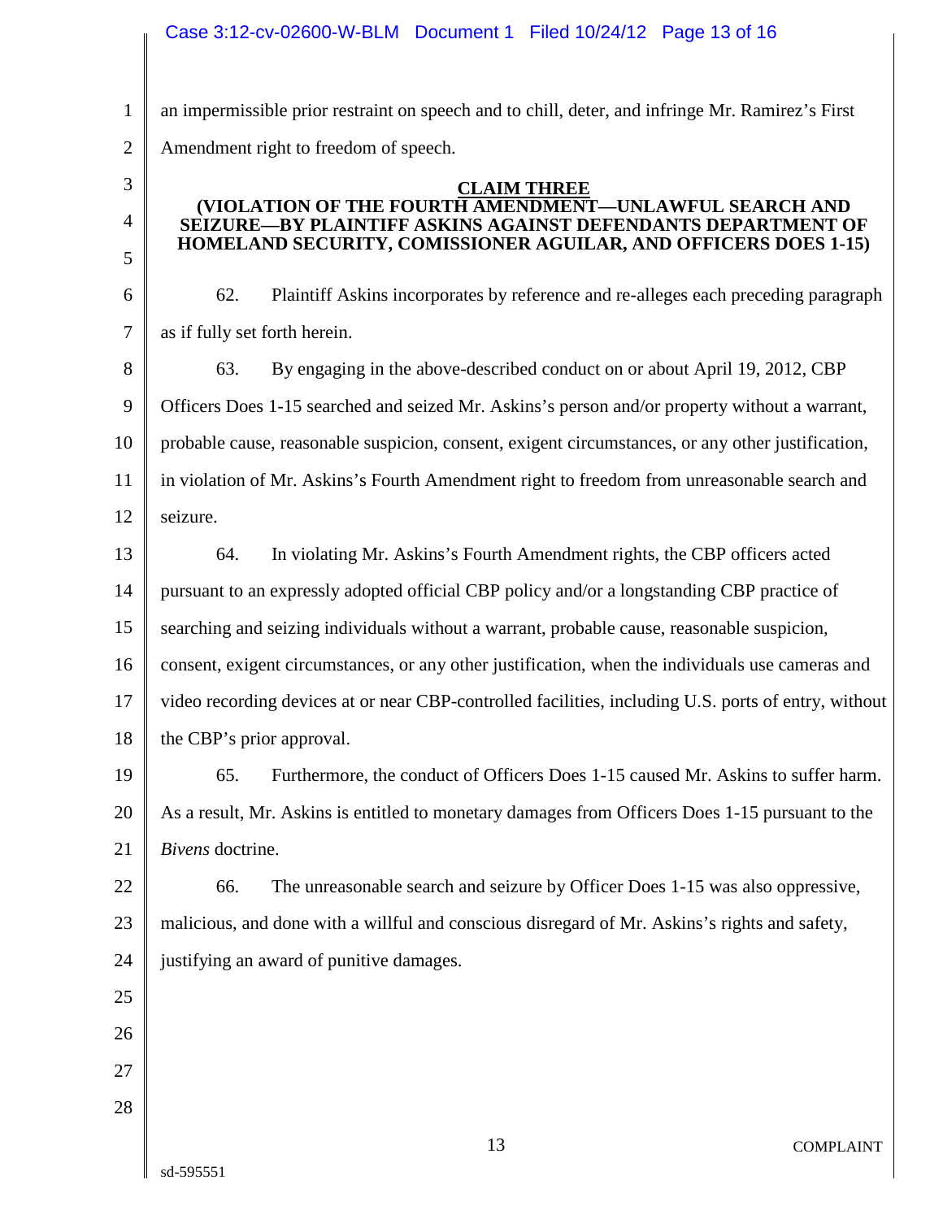an impermissible prior restraint on speech and to chill, deter, and infringe Mr. Ramirez's First Amendment right to freedom of speech.

## CLAIM THREE

**(VIOLATION OF THE FOURTH AMENDMENT—UNLAWFUL SEARCH AND SEIZURE—BY PLAINTIFF ASKINS AGAINST DEFENDANTS DEPARTMENT OF HOMELAND SECURITY, COMISSIONER AGUILAR, AND OFFICERS DOES 1-15)**

62. Plaintiff Askins incorporates by reference and re-alleges each preceding paragraph as if fully set forth herein.

63. By engaging in the above-described conduct on or about April 19, 2012, CBP Officers Does 1-15 searched and seized Mr. Askins's person and/or property without a warrant, probable cause, reasonable suspicion, consent, exigent circumstances, or any other justification, in violation of Mr. Askins's Fourth Amendment right to freedom from unreasonable search and seizure.

64. In violating Mr. Askins's Fourth Amendment rights, the CBP officers acted pursuant to an expressly adopted official CBP policy and/or a longstanding CBP practice of searching and seizing individuals without a warrant, probable cause, reasonable suspicion, consent, exigent circumstances, or any other justification, when the individuals use cameras and video recording devices at or near CBP-controlled facilities, including U.S. ports of entry, without the CBP's prior approval.

65. Furthermore, the conduct of Officers Does 1-15 caused Mr. Askins to suffer harm. As a result, Mr. Askins is entitled to monetary damages from Officers Does 1-15 pursuant to the *Bivens* doctrine.

66. The unreasonable search and seizure by Officer Does 1-15 was also oppressive, malicious, and done with a willful and conscious disregard of Mr. Askins's rights and safety, justifying an award of punitive damages.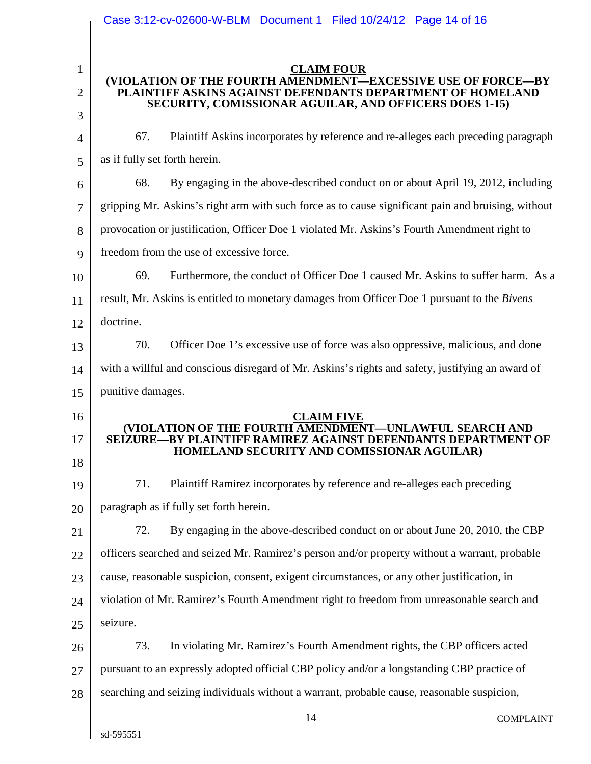## CLAIM FOUR

### (VIOLATION OF THE FOURTH AMENDMENT—EXCESSIVE USE OF FORCE—BY PLAINTIFF ASKINS AGAINST DEFENDANTS DEPARTMENT OF HOMELAND SECURITY, COMISSIONAR AGUILAR, AND OFFICERS DOES 1-15)

67. Plaintiff Askins incorporates by reference and re-alleges each preceding paragraph as if fully set forth herein.

68. By engaging in the above-described conduct on or about April 19, 2012, including gripping Mr. Askins's right arm with such force as to cause significant pain and bruising, without provocation or justification, Officer Doe 1 violated Mr. Askins's Fourth Amendment right to freedom from the use of excessive force.

69. Furthermore, the conduct of Officer Doe 1 caused Mr. Askins to suffer harm. As a result, Mr. Askins is entitled to monetary damages from Officer Doe 1 pursuant to the *Bivens* doctrine.

70. Officer Doe 1's excessive use of force was also oppressive, malicious, and done with a willful and conscious disregard of Mr. Askins's rights and safety, justifying an award of punitive damages.

## CLAIM FIVE

### (VIOLATION OF THE FOURTH AMENDMENT—UNLAWFUL SEARCH AND SEIZURE—BY PLAINTIFF RAMIREZ AGAINST DEFENDANTS DEPARTMENT OF HOMELAND SECURITY AND COMISSIONAR AGUILAR)

71. Plaintiff Ramirez incorporates by reference and re-alleges each preceding paragraph as if fully set forth herein.

72. By engaging in the above-described conduct on or about June 20, 2010, the CBP officers searched and seized Mr. Ramirez's person and/or property without a warrant, probable cause, reasonable suspicion, consent, exigent circumstances, or any other justification, in violation of Mr. Ramirez's Fourth Amendment right to freedom from unreasonable search and seizure.

73. In violating Mr. Ramirez's Fourth Amendment rights, the CBP officers acted pursuant to an expressly adopted official CBP policy and/or a longstanding CBP practice of searching and seizing individuals without a warrant, probable cause, reasonable suspicion,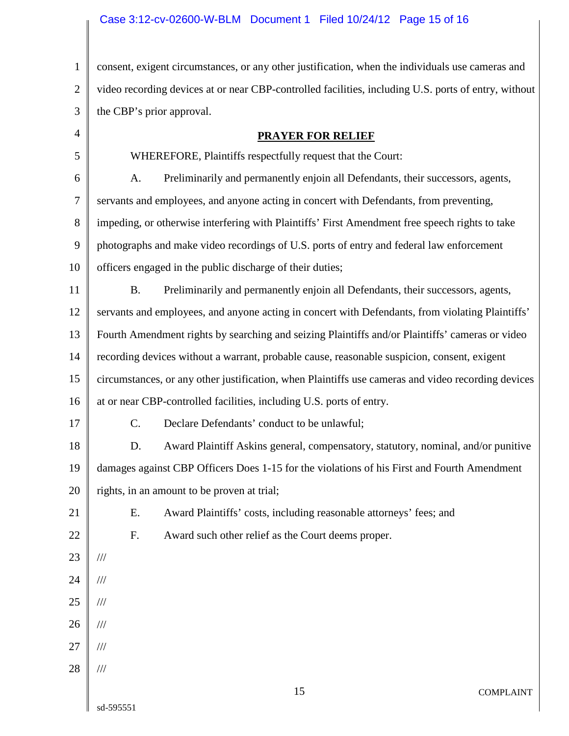consent, exigent circumstances, or any other justification, when the individuals use cameras and video recording devices at or near CBP-controlled facilities, including U.S. ports of entry, without the CBP's prior approval.

## PRAYER FOR RELIEF

WHEREFORE, Plaintiffs respectfully request that the Court:

A. Preliminarily and permanently enjoin all Defendants, their successors, agents, servants and employees, and anyone acting in concert with Defendants, from preventing, impeding, or otherwise interfering with Plaintiffs' First Amendment free speech rights to take photographs and make video recordings of U.S. ports of entry and federal law enforcement officers engaged in the public discharge of their duties;

B. Preliminarily and permanently enjoin all Defendants, their successors, agents, servants and employees, and anyone acting in concert with Defendants, from violating Plaintiffs' Fourth Amendment rights by searching and seizing Plaintiffs and/or Plaintiffs' cameras or video recording devices without a warrant, probable cause, reasonable suspicion, consent, exigent circumstances, or any other justification, when Plaintiffs use cameras and video recording devices at or near CBP-controlled facilities, including U.S. ports of entry.

C. Declare Defendants' conduct to be unlawful;

D. Award Plaintiff Askins general, compensatory, statutory, nominal, and/or punitive damages against CBP Officers Does 1-15 for the violations of his First and Fourth Amendment rights, in an amount to be proven at trial;

E. Award Plaintiffs' costs, including reasonable attorneys' fees; and

F. Award such other relief as the Court deems proper.

///

///

///

///

///

///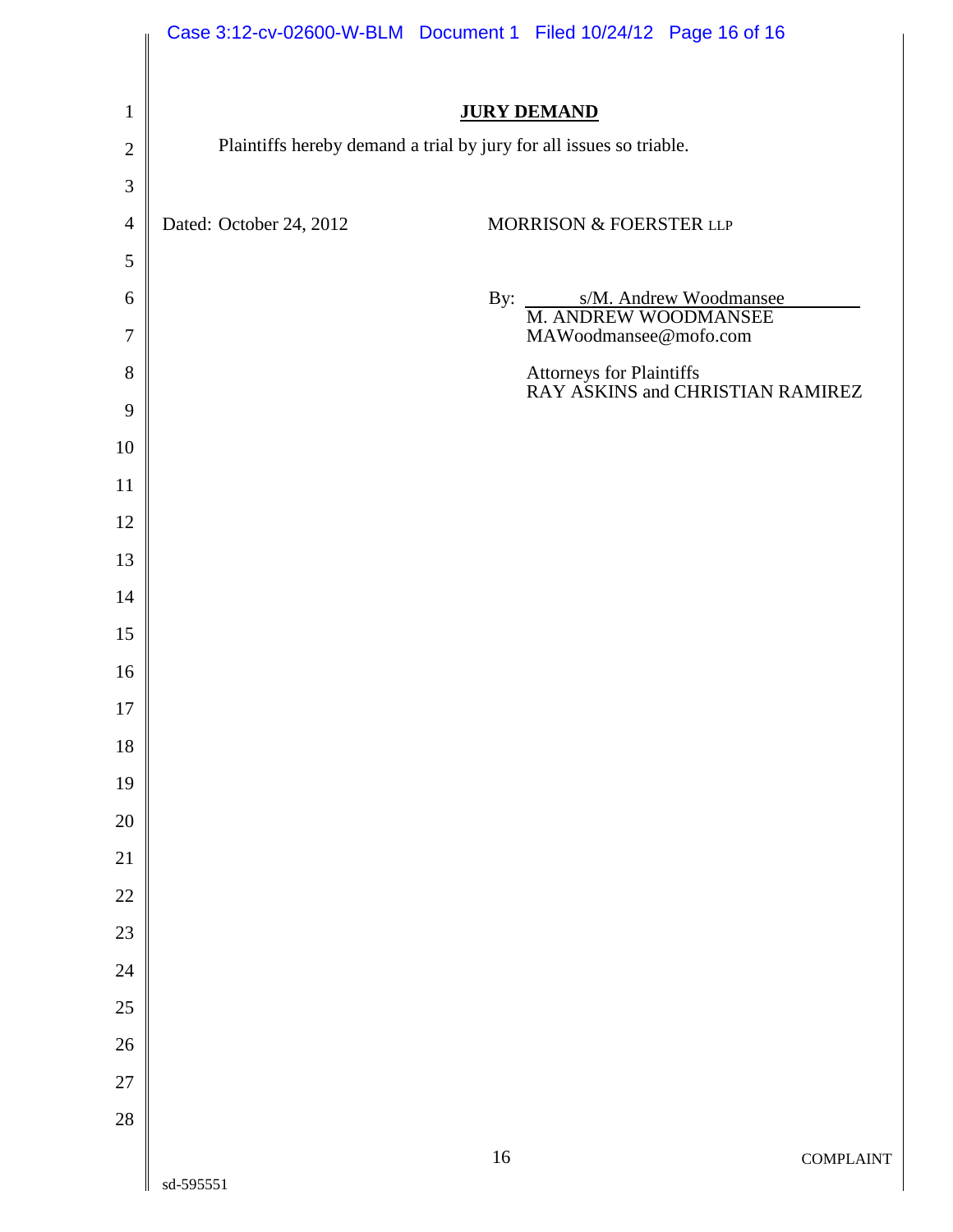**JURY DEMAND**

Plaintiffs hereby demand a trial by jury for all issues so triable.

Dated: October 24, 2012

MORRISON & FOERSTER LLP

By: s/M. Andrew Woodmansee
M. ANDREW WOODMANSEE
MAWoodmansee@mofo.com

Attorneys for Plaintiffs
RAY ASKINS and CHRISTIAN RAMIREZ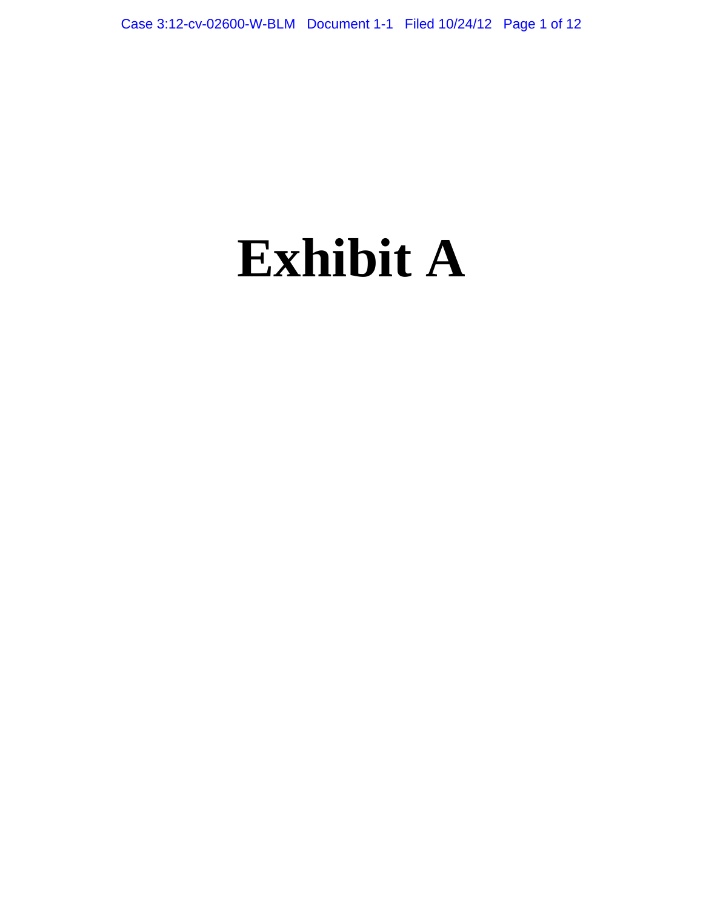# Exhibit A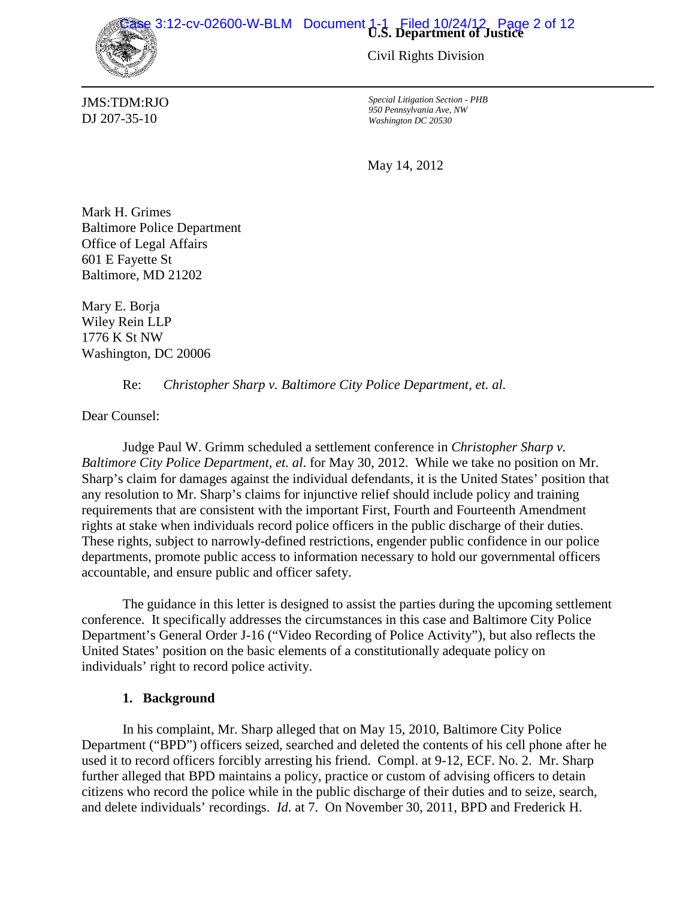**U.S. Department of Justice**

Civil Rights Division

JMS:TDM:RJO
DJ 207-35-10

*Special Litigation Section - PHB*
*950 Pennsylvania Ave, NW*
*Washington DC 20530*

May 14, 2012

Mark H. Grimes
Baltimore Police Department
Office of Legal Affairs
601 E Fayette St
Baltimore, MD 21202

Mary E. Borja
Wiley Rein LLP
1776 K St NW
Washington, DC 20006

Re: *Christopher Sharp v. Baltimore City Police Department, et. al.*

Dear Counsel:

Judge Paul W. Grimm scheduled a settlement conference in *Christopher Sharp v. Baltimore City Police Department, et. al.* for May 30, 2012. While we take no position on Mr. Sharp's claim for damages against the individual defendants, it is the United States' position that any resolution to Mr. Sharp's claims for injunctive relief should include policy and training requirements that are consistent with the important First, Fourth and Fourteenth Amendment rights at stake when individuals record police officers in the public discharge of their duties. These rights, subject to narrowly-defined restrictions, engender public confidence in our police departments, promote public access to information necessary to hold our governmental officers accountable, and ensure public and officer safety.

The guidance in this letter is designed to assist the parties during the upcoming settlement conference. It specifically addresses the circumstances in this case and Baltimore City Police Department's General Order J-16 ("Video Recording of Police Activity"), but also reflects the United States' position on the basic elements of a constitutionally adequate policy on individuals' right to record police activity.

## 1. Background

In his complaint, Mr. Sharp alleged that on May 15, 2010, Baltimore City Police Department ("BPD") officers seized, searched and deleted the contents of his cell phone after he used it to record officers forcibly arresting his friend. Compl. at 9-12, ECF. No. 2. Mr. Sharp further alleged that BPD maintains a policy, practice or custom of advising officers to detain citizens who record the police while in the public discharge of their duties and to seize, search, and delete individuals' recordings. *Id.* at 7. On November 30, 2011, BPD and Frederick H.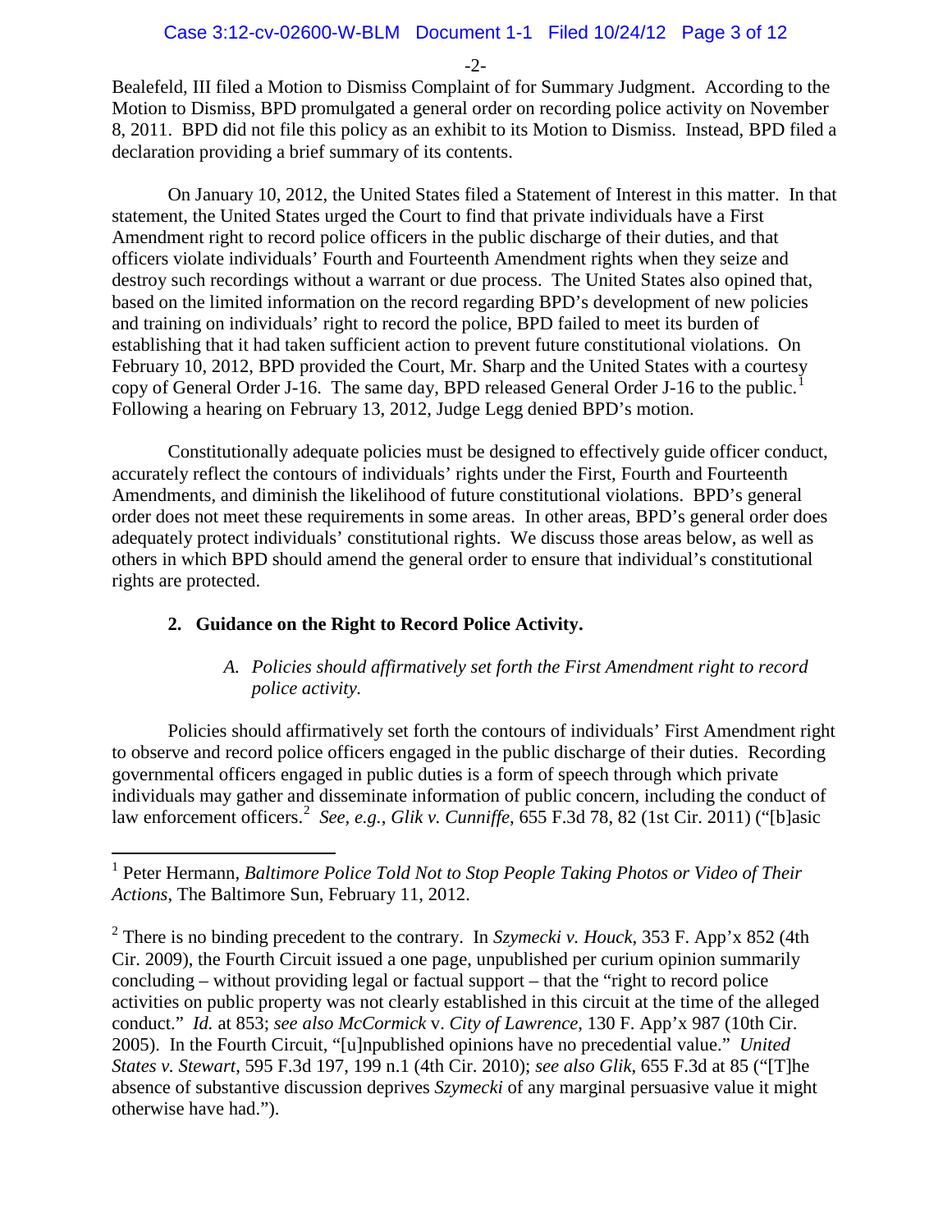Bealefeld, III filed a Motion to Dismiss Complaint of for Summary Judgment. According to the Motion to Dismiss, BPD promulgated a general order on recording police activity on November 8, 2011. BPD did not file this policy as an exhibit to its Motion to Dismiss. Instead, BPD filed a declaration providing a brief summary of its contents.

On January 10, 2012, the United States filed a Statement of Interest in this matter. In that statement, the United States urged the Court to find that private individuals have a First Amendment right to record police officers in the public discharge of their duties, and that officers violate individuals' Fourth and Fourteenth Amendment rights when they seize and destroy such recordings without a warrant or due process. The United States also opined that, based on the limited information on the record regarding BPD's development of new policies and training on individuals' right to record the police, BPD failed to meet its burden of establishing that it had taken sufficient action to prevent future constitutional violations. On February 10, 2012, BPD provided the Court, Mr. Sharp and the United States with a courtesy copy of General Order J-16. The same day, BPD released General Order J-16 to the public.[1] Following a hearing on February 13, 2012, Judge Legg denied BPD's motion.

Constitutionally adequate policies must be designed to effectively guide officer conduct, accurately reflect the contours of individuals' rights under the First, Fourth and Fourteenth Amendments, and diminish the likelihood of future constitutional violations. BPD's general order does not meet these requirements in some areas. In other areas, BPD's general order does adequately protect individuals' constitutional rights. We discuss those areas below, as well as others in which BPD should amend the general order to ensure that individual's constitutional rights are protected.

## 2. Guidance on the Right to Record Police Activity.

### *A. Policies should affirmatively set forth the First Amendment right to record police activity.*

Policies should affirmatively set forth the contours of individuals' First Amendment right to observe and record police officers engaged in the public discharge of their duties. Recording governmental officers engaged in public duties is a form of speech through which private individuals may gather and disseminate information of public concern, including the conduct of law enforcement officers.[2] *See, e.g.*, *Glik v. Cunniffe*, 655 F.3d 78, 82 (1st Cir. 2011) ("[b]asic

---

[1] Peter Hermann, *Baltimore Police Told Not to Stop People Taking Photos or Video of Their Actions*, The Baltimore Sun, February 11, 2012.

[2] There is no binding precedent to the contrary. In *Szymecki v. Houck*, 353 F. App'x 852 (4th Cir. 2009), the Fourth Circuit issued a one page, unpublished per curium opinion summarily concluding – without providing legal or factual support – that the "right to record police activities on public property was not clearly established in this circuit at the time of the alleged conduct." *Id.* at 853; *see also McCormick* v. *City of Lawrence*, 130 F. App'x 987 (10th Cir. 2005). In the Fourth Circuit, "[u]npublished opinions have no precedential value." *United States v. Stewart*, 595 F.3d 197, 199 n.1 (4th Cir. 2010); *see also Glik*, 655 F.3d at 85 ("[T]he absence of substantive discussion deprives *Szymecki* of any marginal persuasive value it might otherwise have had.").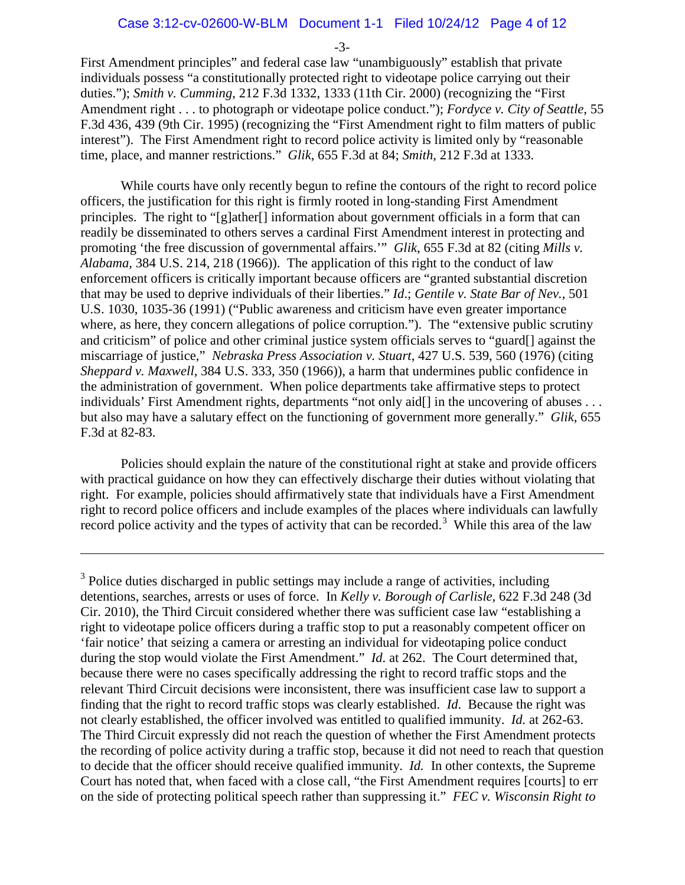First Amendment principles" and federal case law "unambiguously" establish that private individuals possess "a constitutionally protected right to videotape police carrying out their duties."); *Smith v. Cumming*, 212 F.3d 1332, 1333 (11th Cir. 2000) (recognizing the "First Amendment right . . . to photograph or videotape police conduct."); *Fordyce v. City of Seattle*, 55 F.3d 436, 439 (9th Cir. 1995) (recognizing the "First Amendment right to film matters of public interest"). The First Amendment right to record police activity is limited only by "reasonable time, place, and manner restrictions." *Glik*, 655 F.3d at 84; *Smith*, 212 F.3d at 1333.

While courts have only recently begun to refine the contours of the right to record police officers, the justification for this right is firmly rooted in long-standing First Amendment principles. The right to "[g]ather[] information about government officials in a form that can readily be disseminated to others serves a cardinal First Amendment interest in protecting and promoting 'the free discussion of governmental affairs.'" *Glik*, 655 F.3d at 82 (citing *Mills v. Alabama*, 384 U.S. 214, 218 (1966)). The application of this right to the conduct of law enforcement officers is critically important because officers are "granted substantial discretion that may be used to deprive individuals of their liberties." *Id*.; *Gentile v. State Bar of Nev.*, 501 U.S. 1030, 1035-36 (1991) ("Public awareness and criticism have even greater importance where, as here, they concern allegations of police corruption."). The "extensive public scrutiny and criticism" of police and other criminal justice system officials serves to "guard[] against the miscarriage of justice," *Nebraska Press Association v. Stuart*, 427 U.S. 539, 560 (1976) (citing *Sheppard v. Maxwell*, 384 U.S. 333, 350 (1966)), a harm that undermines public confidence in the administration of government. When police departments take affirmative steps to protect individuals' First Amendment rights, departments "not only aid[] in the uncovering of abuses . . . but also may have a salutary effect on the functioning of government more generally." *Glik*, 655 F.3d at 82-83.

Policies should explain the nature of the constitutional right at stake and provide officers with practical guidance on how they can effectively discharge their duties without violating that right. For example, policies should affirmatively state that individuals have a First Amendment right to record police officers and include examples of the places where individuals can lawfully record police activity and the types of activity that can be recorded.[3] While this area of the law

---

[3] Police duties discharged in public settings may include a range of activities, including detentions, searches, arrests or uses of force. In *Kelly v. Borough of Carlisle*, 622 F.3d 248 (3d Cir. 2010), the Third Circuit considered whether there was sufficient case law "establishing a right to videotape police officers during a traffic stop to put a reasonably competent officer on 'fair notice' that seizing a camera or arresting an individual for videotaping police conduct during the stop would violate the First Amendment." *Id.* at 262. The Court determined that, because there were no cases specifically addressing the right to record traffic stops and the relevant Third Circuit decisions were inconsistent, there was insufficient case law to support a finding that the right to record traffic stops was clearly established. *Id*. Because the right was not clearly established, the officer involved was entitled to qualified immunity. *Id.* at 262-63. The Third Circuit expressly did not reach the question of whether the First Amendment protects the recording of police activity during a traffic stop, because it did not need to reach that question to decide that the officer should receive qualified immunity. *Id.* In other contexts, the Supreme Court has noted that, when faced with a close call, "the First Amendment requires [courts] to err on the side of protecting political speech rather than suppressing it." *FEC v. Wisconsin Right to*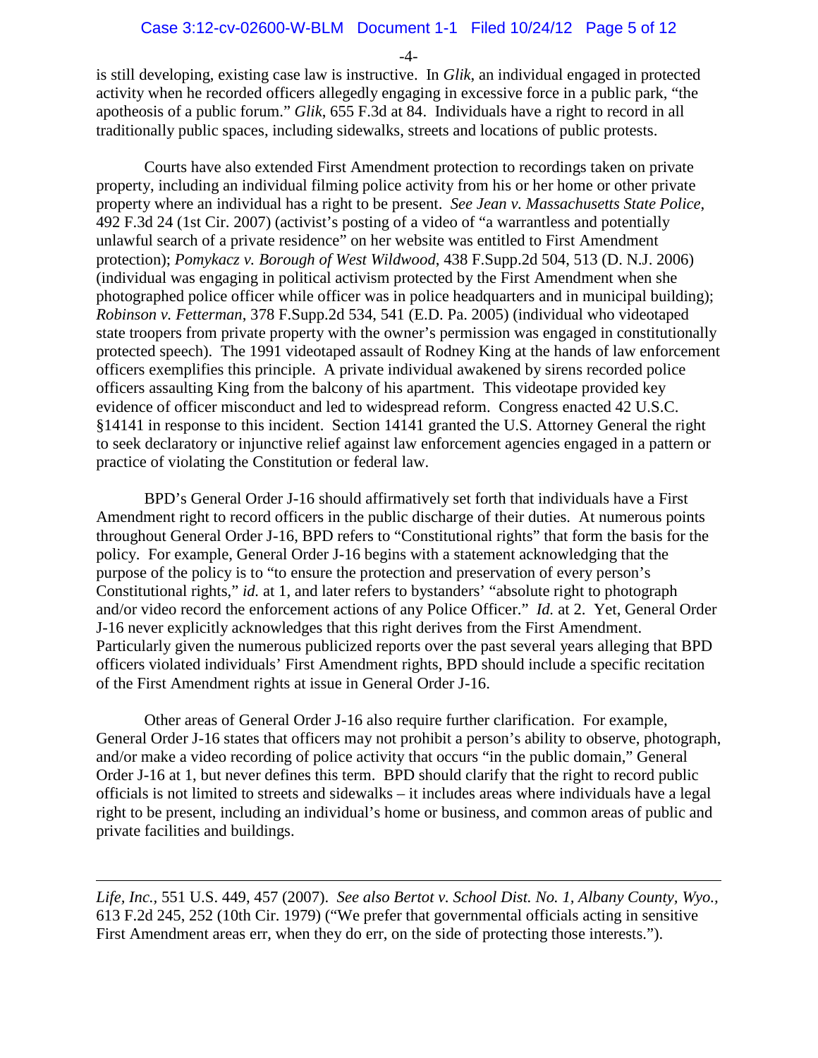is still developing, existing case law is instructive. In *Glik*, an individual engaged in protected activity when he recorded officers allegedly engaging in excessive force in a public park, "the apotheosis of a public forum." *Glik*, 655 F.3d at 84. Individuals have a right to record in all traditionally public spaces, including sidewalks, streets and locations of public protests.

Courts have also extended First Amendment protection to recordings taken on private property, including an individual filming police activity from his or her home or other private property where an individual has a right to be present. *See Jean v. Massachusetts State Police*, 492 F.3d 24 (1st Cir. 2007) (activist's posting of a video of "a warrantless and potentially unlawful search of a private residence" on her website was entitled to First Amendment protection); *Pomykacz v. Borough of West Wildwood*, 438 F.Supp.2d 504, 513 (D. N.J. 2006) (individual was engaging in political activism protected by the First Amendment when she photographed police officer while officer was in police headquarters and in municipal building); *Robinson v. Fetterman*, 378 F.Supp.2d 534, 541 (E.D. Pa. 2005) (individual who videotaped state troopers from private property with the owner's permission was engaged in constitutionally protected speech). The 1991 videotaped assault of Rodney King at the hands of law enforcement officers exemplifies this principle. A private individual awakened by sirens recorded police officers assaulting King from the balcony of his apartment. This videotape provided key evidence of officer misconduct and led to widespread reform. Congress enacted 42 U.S.C. §14141 in response to this incident. Section 14141 granted the U.S. Attorney General the right to seek declaratory or injunctive relief against law enforcement agencies engaged in a pattern or practice of violating the Constitution or federal law.

BPD's General Order J-16 should affirmatively set forth that individuals have a First Amendment right to record officers in the public discharge of their duties. At numerous points throughout General Order J-16, BPD refers to "Constitutional rights" that form the basis for the policy. For example, General Order J-16 begins with a statement acknowledging that the purpose of the policy is to "to ensure the protection and preservation of every person's Constitutional rights," *id.* at 1, and later refers to bystanders' "absolute right to photograph and/or video record the enforcement actions of any Police Officer." *Id.* at 2. Yet, General Order J-16 never explicitly acknowledges that this right derives from the First Amendment. Particularly given the numerous publicized reports over the past several years alleging that BPD officers violated individuals' First Amendment rights, BPD should include a specific recitation of the First Amendment rights at issue in General Order J-16.

Other areas of General Order J-16 also require further clarification. For example, General Order J-16 states that officers may not prohibit a person's ability to observe, photograph, and/or make a video recording of police activity that occurs "in the public domain," General Order J-16 at 1, but never defines this term. BPD should clarify that the right to record public officials is not limited to streets and sidewalks – it includes areas where individuals have a legal right to be present, including an individual's home or business, and common areas of public and private facilities and buildings.

---

*Life, Inc.*, 551 U.S. 449, 457 (2007). *See also Bertot v. School Dist. No. 1, Albany County, Wyo.*, 613 F.2d 245, 252 (10th Cir. 1979) ("We prefer that governmental officials acting in sensitive First Amendment areas err, when they do err, on the side of protecting those interests.").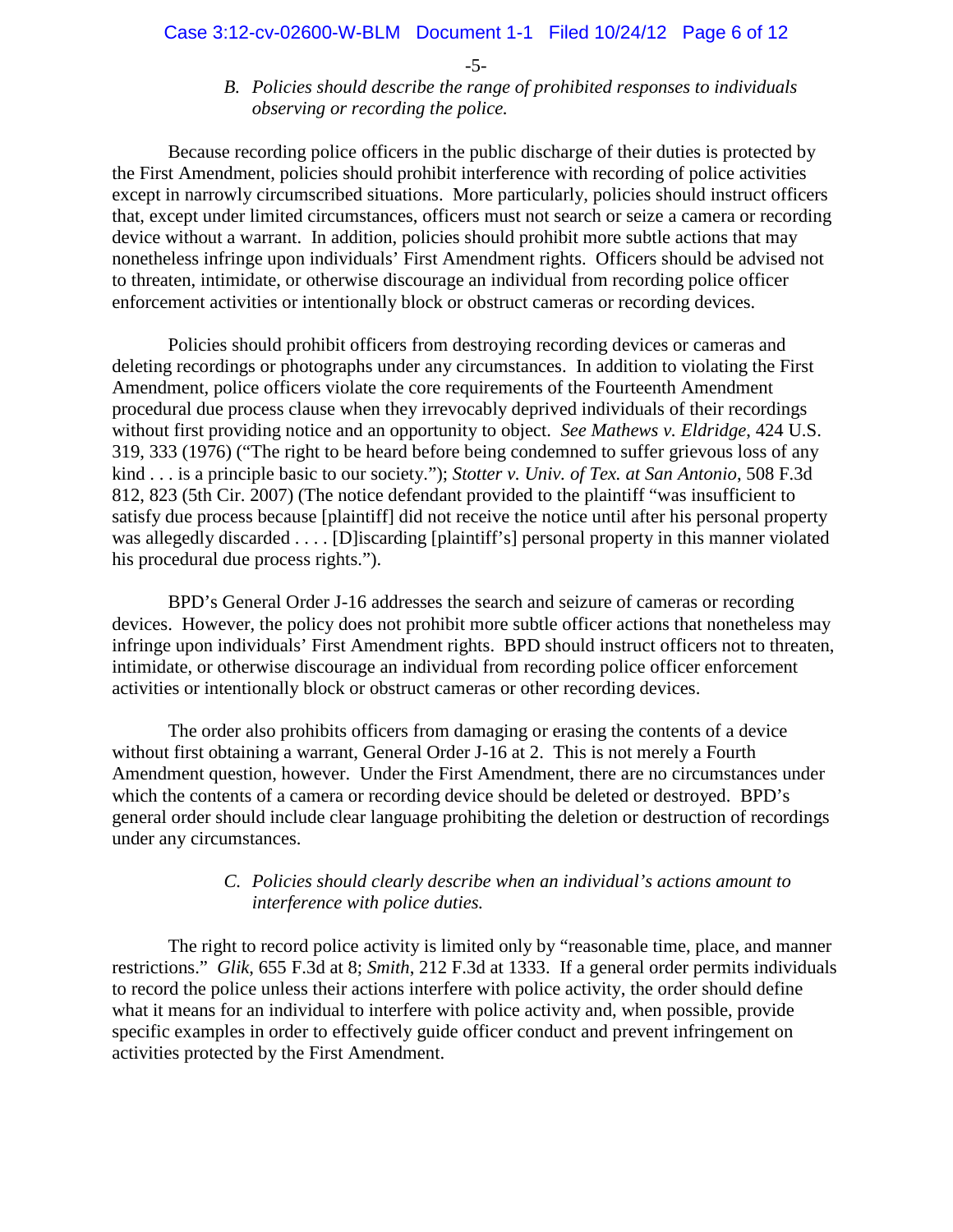### *B. Policies should describe the range of prohibited responses to individuals observing or recording the police.*

Because recording police officers in the public discharge of their duties is protected by the First Amendment, policies should prohibit interference with recording of police activities except in narrowly circumscribed situations. More particularly, policies should instruct officers that, except under limited circumstances, officers must not search or seize a camera or recording device without a warrant. In addition, policies should prohibit more subtle actions that may nonetheless infringe upon individuals' First Amendment rights. Officers should be advised not to threaten, intimidate, or otherwise discourage an individual from recording police officer enforcement activities or intentionally block or obstruct cameras or recording devices.

Policies should prohibit officers from destroying recording devices or cameras and deleting recordings or photographs under any circumstances. In addition to violating the First Amendment, police officers violate the core requirements of the Fourteenth Amendment procedural due process clause when they irrevocably deprived individuals of their recordings without first providing notice and an opportunity to object. *See Mathews v. Eldridge*, 424 U.S. 319, 333 (1976) ("The right to be heard before being condemned to suffer grievous loss of any kind . . . is a principle basic to our society."); *Stotter v. Univ. of Tex. at San Antonio*, 508 F.3d 812, 823 (5th Cir. 2007) (The notice defendant provided to the plaintiff "was insufficient to satisfy due process because [plaintiff] did not receive the notice until after his personal property was allegedly discarded . . . . [D]iscarding [plaintiff's] personal property in this manner violated his procedural due process rights.").

BPD's General Order J-16 addresses the search and seizure of cameras or recording devices. However, the policy does not prohibit more subtle officer actions that nonetheless may infringe upon individuals' First Amendment rights. BPD should instruct officers not to threaten, intimidate, or otherwise discourage an individual from recording police officer enforcement activities or intentionally block or obstruct cameras or other recording devices.

The order also prohibits officers from damaging or erasing the contents of a device without first obtaining a warrant, General Order J-16 at 2. This is not merely a Fourth Amendment question, however. Under the First Amendment, there are no circumstances under which the contents of a camera or recording device should be deleted or destroyed. BPD's general order should include clear language prohibiting the deletion or destruction of recordings under any circumstances.

### *C. Policies should clearly describe when an individual's actions amount to interference with police duties.*

The right to record police activity is limited only by "reasonable time, place, and manner restrictions." *Glik*, 655 F.3d at 8; *Smith*, 212 F.3d at 1333. If a general order permits individuals to record the police unless their actions interfere with police activity, the order should define what it means for an individual to interfere with police activity and, when possible, provide specific examples in order to effectively guide officer conduct and prevent infringement on activities protected by the First Amendment.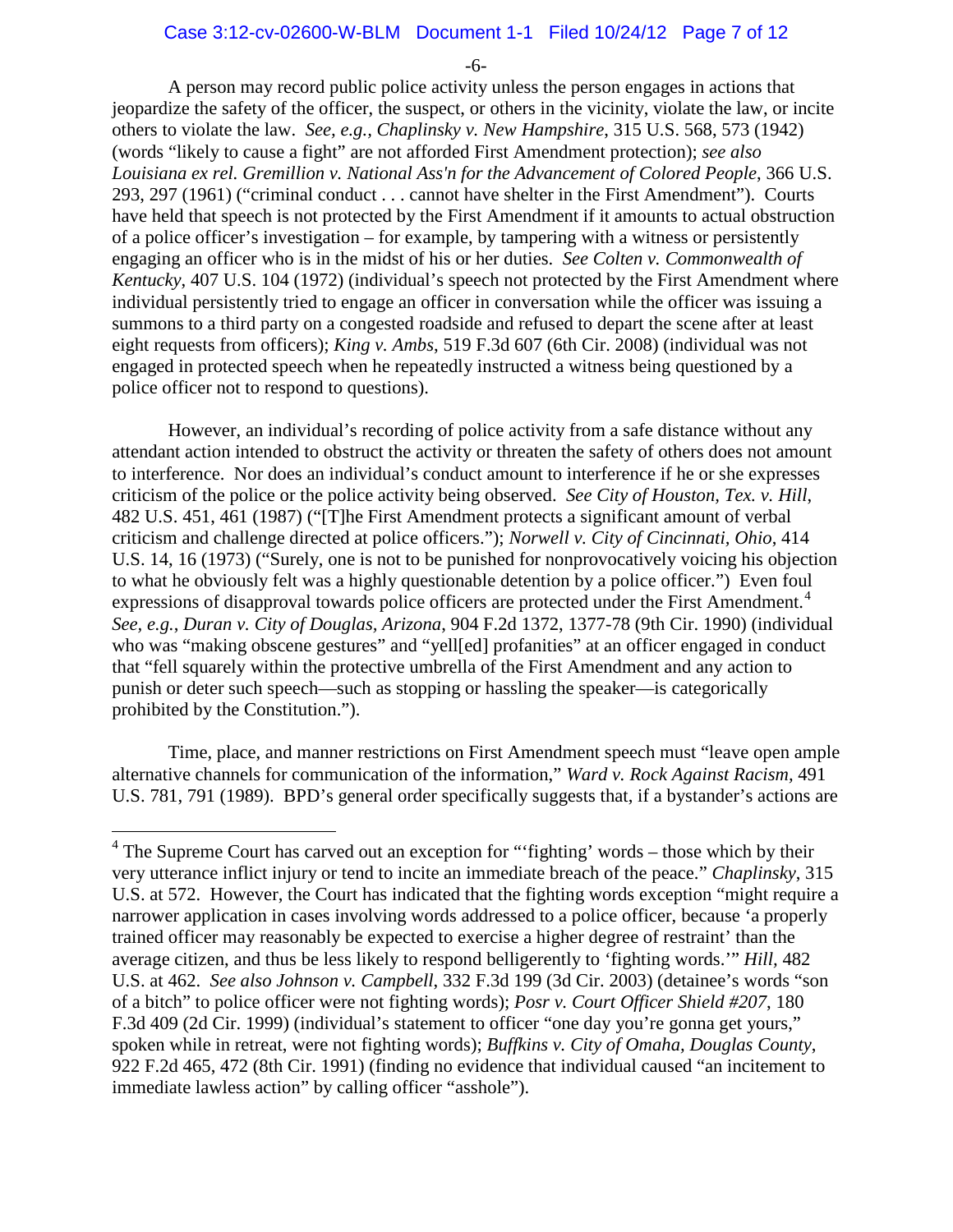A person may record public police activity unless the person engages in actions that jeopardize the safety of the officer, the suspect, or others in the vicinity, violate the law, or incite others to violate the law. *See, e.g.*, *Chaplinsky v. New Hampshire*, 315 U.S. 568, 573 (1942) (words "likely to cause a fight" are not afforded First Amendment protection); *see also Louisiana ex rel. Gremillion v. National Ass'n for the Advancement of Colored People*, 366 U.S. 293, 297 (1961) ("criminal conduct . . . cannot have shelter in the First Amendment"). Courts have held that speech is not protected by the First Amendment if it amounts to actual obstruction of a police officer's investigation – for example, by tampering with a witness or persistently engaging an officer who is in the midst of his or her duties. *See Colten v. Commonwealth of Kentucky*, 407 U.S. 104 (1972) (individual's speech not protected by the First Amendment where individual persistently tried to engage an officer in conversation while the officer was issuing a summons to a third party on a congested roadside and refused to depart the scene after at least eight requests from officers); *King v. Ambs*, 519 F.3d 607 (6th Cir. 2008) (individual was not engaged in protected speech when he repeatedly instructed a witness being questioned by a police officer not to respond to questions).

However, an individual's recording of police activity from a safe distance without any attendant action intended to obstruct the activity or threaten the safety of others does not amount to interference. Nor does an individual's conduct amount to interference if he or she expresses criticism of the police or the police activity being observed. *See City of Houston, Tex. v. Hill*, 482 U.S. 451, 461 (1987) ("[T]he First Amendment protects a significant amount of verbal criticism and challenge directed at police officers."); *Norwell v. City of Cincinnati, Ohio*, 414 U.S. 14, 16 (1973) ("Surely, one is not to be punished for nonprovocatively voicing his objection to what he obviously felt was a highly questionable detention by a police officer.") Even foul expressions of disapproval towards police officers are protected under the First Amendment.[4] *See, e.g.*, *Duran v. City of Douglas, Arizona*, 904 F.2d 1372, 1377-78 (9th Cir. 1990) (individual who was "making obscene gestures" and "yell[ed] profanities" at an officer engaged in conduct that "fell squarely within the protective umbrella of the First Amendment and any action to punish or deter such speech—such as stopping or hassling the speaker—is categorically prohibited by the Constitution.").

Time, place, and manner restrictions on First Amendment speech must "leave open ample alternative channels for communication of the information," *Ward v. Rock Against Racism*, 491 U.S. 781, 791 (1989). BPD's general order specifically suggests that, if a bystander's actions are

---

[4] The Supreme Court has carved out an exception for "'fighting' words – those which by their very utterance inflict injury or tend to incite an immediate breach of the peace." *Chaplinsky*, 315 U.S. at 572. However, the Court has indicated that the fighting words exception "might require a narrower application in cases involving words addressed to a police officer, because 'a properly trained officer may reasonably be expected to exercise a higher degree of restraint' than the average citizen, and thus be less likely to respond belligerently to 'fighting words.'" *Hill*, 482 U.S. at 462. *See also Johnson v. Campbell*, 332 F.3d 199 (3d Cir. 2003) (detainee's words "son of a bitch" to police officer were not fighting words); *Posr v. Court Officer Shield #207*, 180 F.3d 409 (2d Cir. 1999) (individual's statement to officer "one day you're gonna get yours," spoken while in retreat, were not fighting words); *Buffkins v. City of Omaha, Douglas County*, 922 F.2d 465, 472 (8th Cir. 1991) (finding no evidence that individual caused "an incitement to immediate lawless action" by calling officer "asshole").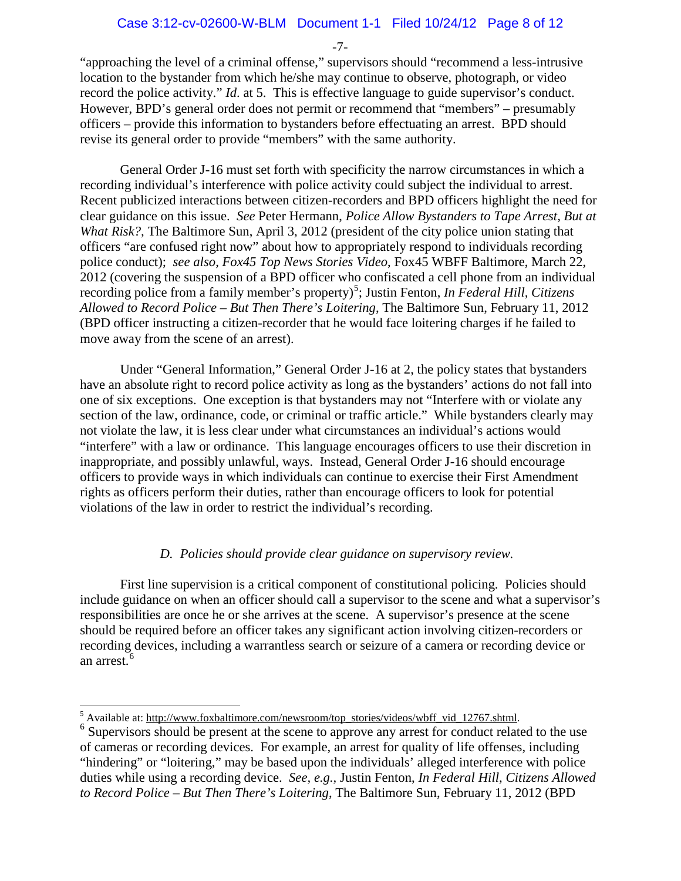"approaching the level of a criminal offense," supervisors should "recommend a less-intrusive location to the bystander from which he/she may continue to observe, photograph, or video record the police activity." *Id*. at 5. This is effective language to guide supervisor's conduct. However, BPD's general order does not permit or recommend that "members" – presumably officers – provide this information to bystanders before effectuating an arrest. BPD should revise its general order to provide "members" with the same authority.

General Order J-16 must set forth with specificity the narrow circumstances in which a recording individual's interference with police activity could subject the individual to arrest. Recent publicized interactions between citizen-recorders and BPD officers highlight the need for clear guidance on this issue. *See* Peter Hermann, *Police Allow Bystanders to Tape Arrest, But at What Risk?*, The Baltimore Sun, April 3, 2012 (president of the city police union stating that officers "are confused right now" about how to appropriately respond to individuals recording police conduct); *see also*, *Fox45 Top News Stories Video*, Fox45 WBFF Baltimore, March 22, 2012 (covering the suspension of a BPD officer who confiscated a cell phone from an individual recording police from a family member's property)[5]; Justin Fenton, *In Federal Hill, Citizens Allowed to Record Police – But Then There's Loitering*, The Baltimore Sun, February 11, 2012 (BPD officer instructing a citizen-recorder that he would face loitering charges if he failed to move away from the scene of an arrest).

Under "General Information," General Order J-16 at 2, the policy states that bystanders have an absolute right to record police activity as long as the bystanders' actions do not fall into one of six exceptions. One exception is that bystanders may not "Interfere with or violate any section of the law, ordinance, code, or criminal or traffic article." While bystanders clearly may not violate the law, it is less clear under what circumstances an individual's actions would "interfere" with a law or ordinance. This language encourages officers to use their discretion in inappropriate, and possibly unlawful, ways. Instead, General Order J-16 should encourage officers to provide ways in which individuals can continue to exercise their First Amendment rights as officers perform their duties, rather than encourage officers to look for potential violations of the law in order to restrict the individual's recording.

### *D. Policies should provide clear guidance on supervisory review.*

First line supervision is a critical component of constitutional policing. Policies should include guidance on when an officer should call a supervisor to the scene and what a supervisor's responsibilities are once he or she arrives at the scene. A supervisor's presence at the scene should be required before an officer takes any significant action involving citizen-recorders or recording devices, including a warrantless search or seizure of a camera or recording device or an arrest.[6]

---

[5] Available at: http://www.foxbaltimore.com/newsroom/top_stories/videos/wbff_vid_12767.shtml.

[6] Supervisors should be present at the scene to approve any arrest for conduct related to the use of cameras or recording devices. For example, an arrest for quality of life offenses, including "hindering" or "loitering," may be based upon the individuals' alleged interference with police duties while using a recording device. *See, e.g.*, Justin Fenton, *In Federal Hill, Citizens Allowed to Record Police – But Then There's Loitering*, The Baltimore Sun, February 11, 2012 (BPD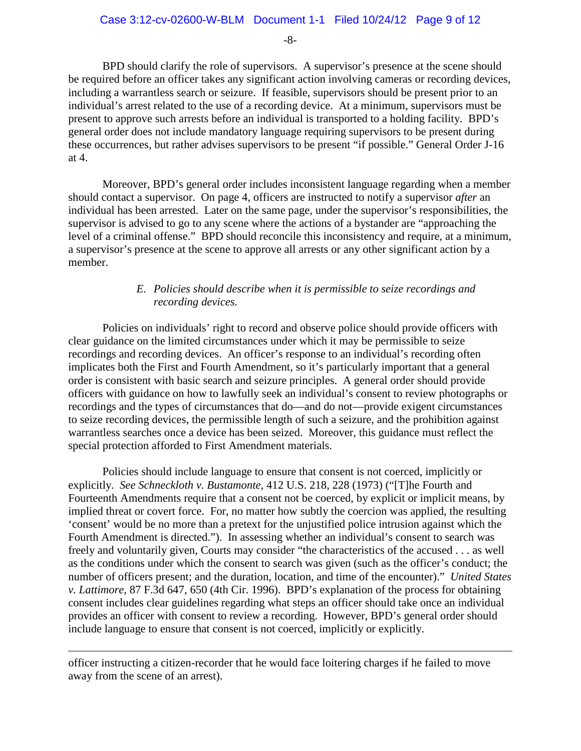BPD should clarify the role of supervisors. A supervisor's presence at the scene should be required before an officer takes any significant action involving cameras or recording devices, including a warrantless search or seizure. If feasible, supervisors should be present prior to an individual's arrest related to the use of a recording device. At a minimum, supervisors must be present to approve such arrests before an individual is transported to a holding facility. BPD's general order does not include mandatory language requiring supervisors to be present during these occurrences, but rather advises supervisors to be present "if possible." General Order J-16 at 4.

Moreover, BPD's general order includes inconsistent language regarding when a member should contact a supervisor. On page 4, officers are instructed to notify a supervisor *after* an individual has been arrested. Later on the same page, under the supervisor's responsibilities, the supervisor is advised to go to any scene where the actions of a bystander are "approaching the level of a criminal offense." BPD should reconcile this inconsistency and require, at a minimum, a supervisor's presence at the scene to approve all arrests or any other significant action by a member.

### *E. Policies should describe when it is permissible to seize recordings and recording devices.*

Policies on individuals' right to record and observe police should provide officers with clear guidance on the limited circumstances under which it may be permissible to seize recordings and recording devices. An officer's response to an individual's recording often implicates both the First and Fourth Amendment, so it's particularly important that a general order is consistent with basic search and seizure principles. A general order should provide officers with guidance on how to lawfully seek an individual's consent to review photographs or recordings and the types of circumstances that do—and do not—provide exigent circumstances to seize recording devices, the permissible length of such a seizure, and the prohibition against warrantless searches once a device has been seized. Moreover, this guidance must reflect the special protection afforded to First Amendment materials.

Policies should include language to ensure that consent is not coerced, implicitly or explicitly. *See Schneckloth v. Bustamonte*, 412 U.S. 218, 228 (1973) ("[T]he Fourth and Fourteenth Amendments require that a consent not be coerced, by explicit or implicit means, by implied threat or covert force. For, no matter how subtly the coercion was applied, the resulting 'consent' would be no more than a pretext for the unjustified police intrusion against which the Fourth Amendment is directed."). In assessing whether an individual's consent to search was freely and voluntarily given, Courts may consider "the characteristics of the accused . . . as well as the conditions under which the consent to search was given (such as the officer's conduct; the number of officers present; and the duration, location, and time of the encounter)." *United States v. Lattimore*, 87 F.3d 647, 650 (4th Cir. 1996). BPD's explanation of the process for obtaining consent includes clear guidelines regarding what steps an officer should take once an individual provides an officer with consent to review a recording. However, BPD's general order should include language to ensure that consent is not coerced, implicitly or explicitly.

---

officer instructing a citizen-recorder that he would face loitering charges if he failed to move away from the scene of an arrest).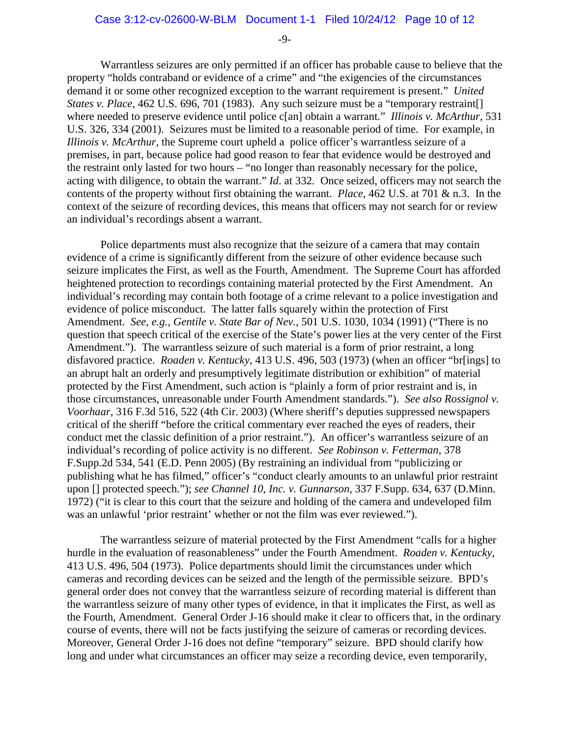Warrantless seizures are only permitted if an officer has probable cause to believe that the property "holds contraband or evidence of a crime" and "the exigencies of the circumstances demand it or some other recognized exception to the warrant requirement is present." *United States v. Place*, 462 U.S. 696, 701 (1983). Any such seizure must be a "temporary restraint[] where needed to preserve evidence until police c[an] obtain a warrant." *Illinois v. McArthur*, 531 U.S. 326, 334 (2001). Seizures must be limited to a reasonable period of time. For example, in *Illinois v. McArthur*, the Supreme court upheld a police officer's warrantless seizure of a premises, in part, because police had good reason to fear that evidence would be destroyed and the restraint only lasted for two hours – "no longer than reasonably necessary for the police, acting with diligence, to obtain the warrant." *Id*. at 332. Once seized, officers may not search the contents of the property without first obtaining the warrant. *Place*, 462 U.S. at 701 & n.3. In the context of the seizure of recording devices, this means that officers may not search for or review an individual's recordings absent a warrant.

Police departments must also recognize that the seizure of a camera that may contain evidence of a crime is significantly different from the seizure of other evidence because such seizure implicates the First, as well as the Fourth, Amendment. The Supreme Court has afforded heightened protection to recordings containing material protected by the First Amendment. An individual's recording may contain both footage of a crime relevant to a police investigation and evidence of police misconduct. The latter falls squarely within the protection of First Amendment. *See, e.g., Gentile v. State Bar of Nev.*, 501 U.S. 1030, 1034 (1991) ("There is no question that speech critical of the exercise of the State's power lies at the very center of the First Amendment."). The warrantless seizure of such material is a form of prior restraint, a long disfavored practice. *Roaden v. Kentucky*, 413 U.S. 496, 503 (1973) (when an officer "br[ings] to an abrupt halt an orderly and presumptively legitimate distribution or exhibition" of material protected by the First Amendment, such action is "plainly a form of prior restraint and is, in those circumstances, unreasonable under Fourth Amendment standards."). *See also Rossignol v. Voorhaar*, 316 F.3d 516, 522 (4th Cir. 2003) (Where sheriff's deputies suppressed newspapers critical of the sheriff "before the critical commentary ever reached the eyes of readers, their conduct met the classic definition of a prior restraint."). An officer's warrantless seizure of an individual's recording of police activity is no different. *See Robinson v. Fetterman*, 378 F.Supp.2d 534, 541 (E.D. Penn 2005) (By restraining an individual from "publicizing or publishing what he has filmed," officer's "conduct clearly amounts to an unlawful prior restraint upon [] protected speech."); *see Channel 10, Inc. v. Gunnarson*, 337 F.Supp. 634, 637 (D.Minn. 1972) ("it is clear to this court that the seizure and holding of the camera and undeveloped film was an unlawful 'prior restraint' whether or not the film was ever reviewed.").

The warrantless seizure of material protected by the First Amendment "calls for a higher hurdle in the evaluation of reasonableness" under the Fourth Amendment. *Roaden v. Kentucky*, 413 U.S. 496, 504 (1973). Police departments should limit the circumstances under which cameras and recording devices can be seized and the length of the permissible seizure. BPD's general order does not convey that the warrantless seizure of recording material is different than the warrantless seizure of many other types of evidence, in that it implicates the First, as well as the Fourth, Amendment. General Order J-16 should make it clear to officers that, in the ordinary course of events, there will not be facts justifying the seizure of cameras or recording devices. Moreover, General Order J-16 does not define "temporary" seizure. BPD should clarify how long and under what circumstances an officer may seize a recording device, even temporarily,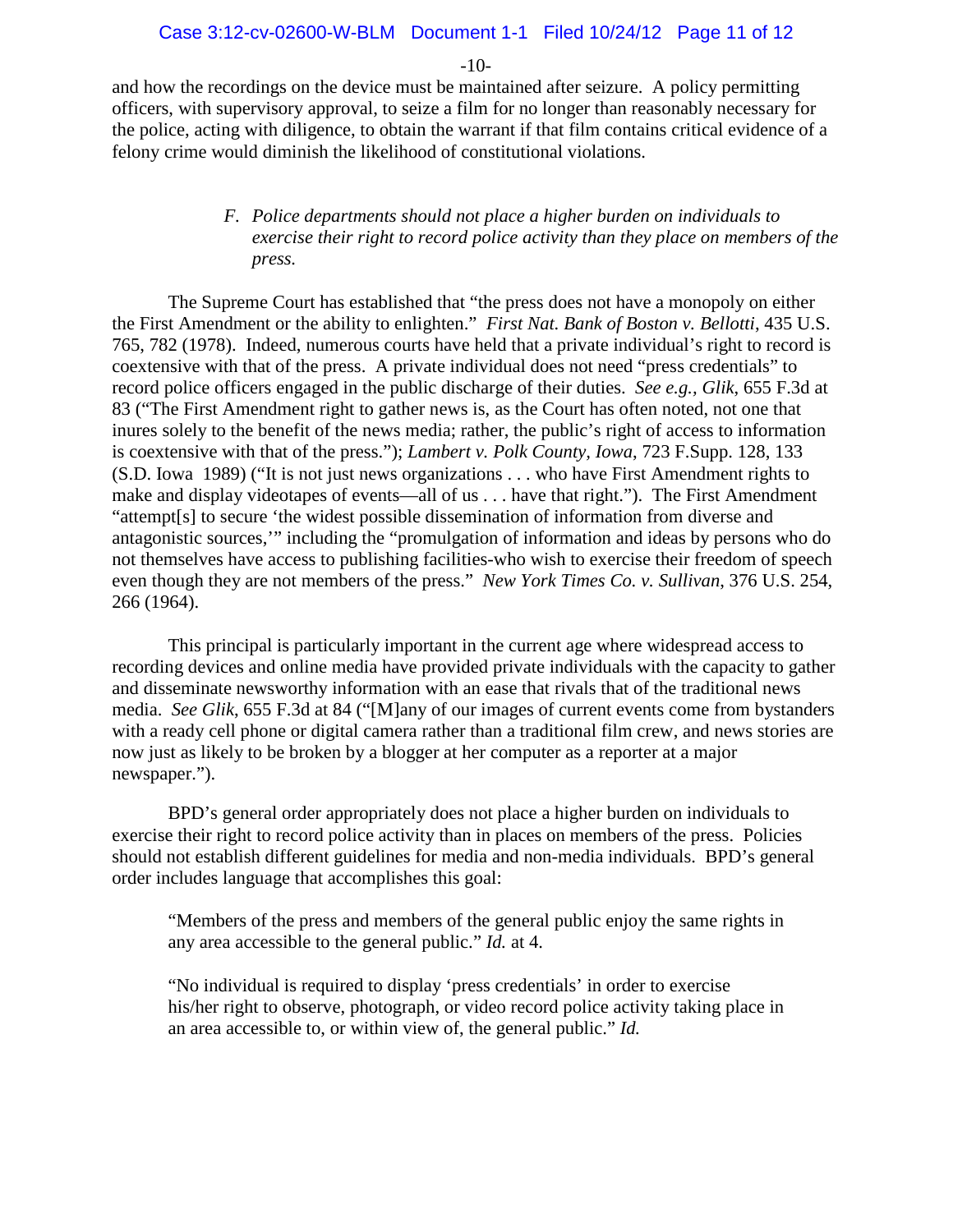and how the recordings on the device must be maintained after seizure. A policy permitting officers, with supervisory approval, to seize a film for no longer than reasonably necessary for the police, acting with diligence, to obtain the warrant if that film contains critical evidence of a felony crime would diminish the likelihood of constitutional violations.

### *F. Police departments should not place a higher burden on individuals to exercise their right to record police activity than they place on members of the press.*

The Supreme Court has established that "the press does not have a monopoly on either the First Amendment or the ability to enlighten." *First Nat. Bank of Boston v. Bellotti*, 435 U.S. 765, 782 (1978). Indeed, numerous courts have held that a private individual's right to record is coextensive with that of the press. A private individual does not need "press credentials" to record police officers engaged in the public discharge of their duties. *See e.g., Glik*, 655 F.3d at 83 ("The First Amendment right to gather news is, as the Court has often noted, not one that inures solely to the benefit of the news media; rather, the public's right of access to information is coextensive with that of the press."); *Lambert v. Polk County, Iowa*, 723 F.Supp. 128, 133 (S.D. Iowa 1989) ("It is not just news organizations . . . who have First Amendment rights to make and display videotapes of events—all of us . . . have that right."). The First Amendment "attempt[s] to secure 'the widest possible dissemination of information from diverse and antagonistic sources,'" including the "promulgation of information and ideas by persons who do not themselves have access to publishing facilities-who wish to exercise their freedom of speech even though they are not members of the press." *New York Times Co. v. Sullivan*, 376 U.S. 254, 266 (1964).

This principal is particularly important in the current age where widespread access to recording devices and online media have provided private individuals with the capacity to gather and disseminate newsworthy information with an ease that rivals that of the traditional news media. *See Glik*, 655 F.3d at 84 ("[M]any of our images of current events come from bystanders with a ready cell phone or digital camera rather than a traditional film crew, and news stories are now just as likely to be broken by a blogger at her computer as a reporter at a major newspaper.").

BPD's general order appropriately does not place a higher burden on individuals to exercise their right to record police activity than in places on members of the press. Policies should not establish different guidelines for media and non-media individuals. BPD's general order includes language that accomplishes this goal:

> "Members of the press and members of the general public enjoy the same rights in any area accessible to the general public." *Id.* at 4.
>
> "No individual is required to display 'press credentials' in order to exercise his/her right to observe, photograph, or video record police activity taking place in an area accessible to, or within view of, the general public." *Id.*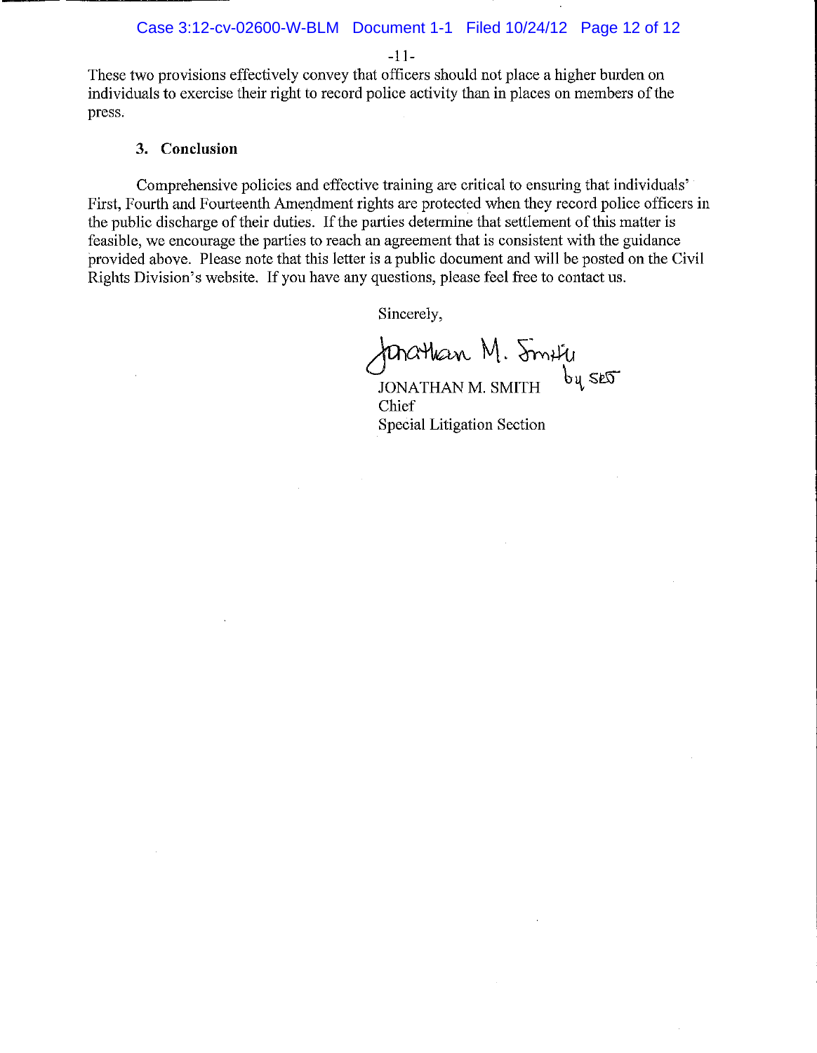These two provisions effectively convey that officers should not place a higher burden on individuals to exercise their right to record police activity than in places on members of the press.

### 3. Conclusion

Comprehensive policies and effective training are critical to ensuring that individuals' First, Fourth and Fourteenth Amendment rights are protected when they record police officers in the public discharge of their duties. If the parties determine that settlement of this matter is feasible, we encourage the parties to reach an agreement that is consistent with the guidance provided above. Please note that this letter is a public document and will be posted on the Civil Rights Division's website. If you have any questions, please feel free to contact us.

Sincerely,

Jonathan M. Smith by SES

JONATHAN M. SMITH
Chief
Special Litigation Section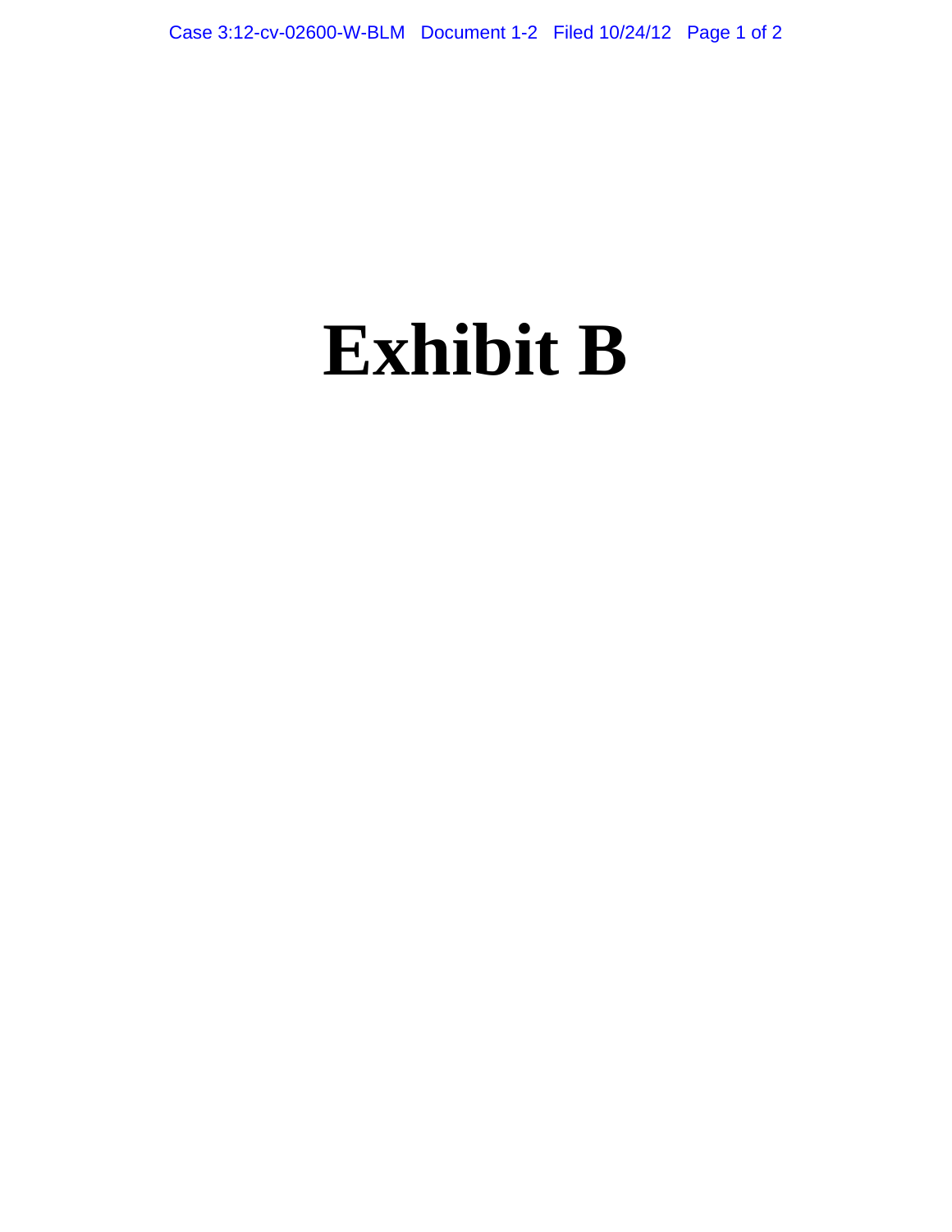# Exhibit B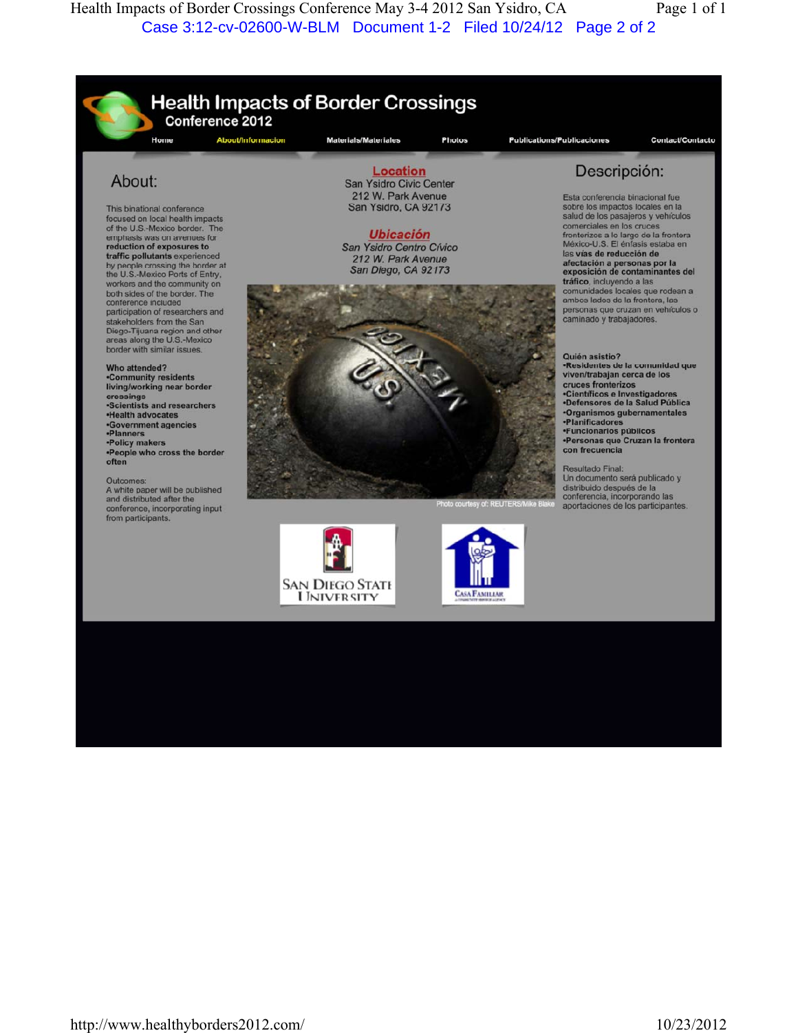# Health Impacts of Border Crossings

## Conference 2012

Home | About/Informacion | Materials/Materiales | Photos | Publications/Publicaciones | Contact/Contacto

## About:

This binational conference focused on local health impacts of the U.S.-Mexico border. The emphasis was on avenues for **reduction of exposures to traffic pollutants** experienced by people crossing the border at the U.S.-Mexico Ports of Entry, workers and the community on both sides of the border. The conference included participation of researchers and stakeholders from the San Diego-Tijuana region and other areas along the U.S.-Mexico border with similar issues.

**Who attended?**
- **Community residents living/working near border crossings**
- **Scientists and researchers**
- **Health advocates**
- **Government agencies**
- **Planners**
- **Policy makers**
- **People who cross the border often**

Outcomes:
A white paper will be published and distributed after the conference, incorporating input from participants.

## Location

San Ysidro Civic Center
212 W. Park Avenue
San Ysidro, CA 92173

## *Ubicación*

*San Ysidro Centro Cívico*
*212 W. Park Avenue*
*San Diego, CA 92173*

Photo courtesy of: REUTERS/Mike Blake

## Descripción:

Esta conferencia binacional fue sobre los impactos locales en la salud de los pasajeros y vehículos comerciales en los cruces fronterizos a lo largo de la frontera México-U.S. El énfasis estaba en las **vías de reducción de afectación a personas por la exposición de contaminantes del tráfico**, incluyendo a las comunidades locales que rodean a ambos lados de la frontera, las personas que cruzan en vehículos o caminado y trabajadores.

**Quién asistio?**
- **Residentes de la comunidad que viven/trabajan cerca de los cruces fronterizos**
- **Científicos e Investigadores**
- **Defensores de la Salud Pública**
- **Organismos gubernamentales**
- **Planificadores**
- **Funcionarios públicos**
- **Personas que Cruzan la frontera con frecuencia**

Resultado Final:
Un documento será publicado y distribuido después de la conferencia, incorporando las aportaciones de los participantes.

San Diego State University

Casa Familiar

http://www.healthyborders2012.com/ 10/23/2012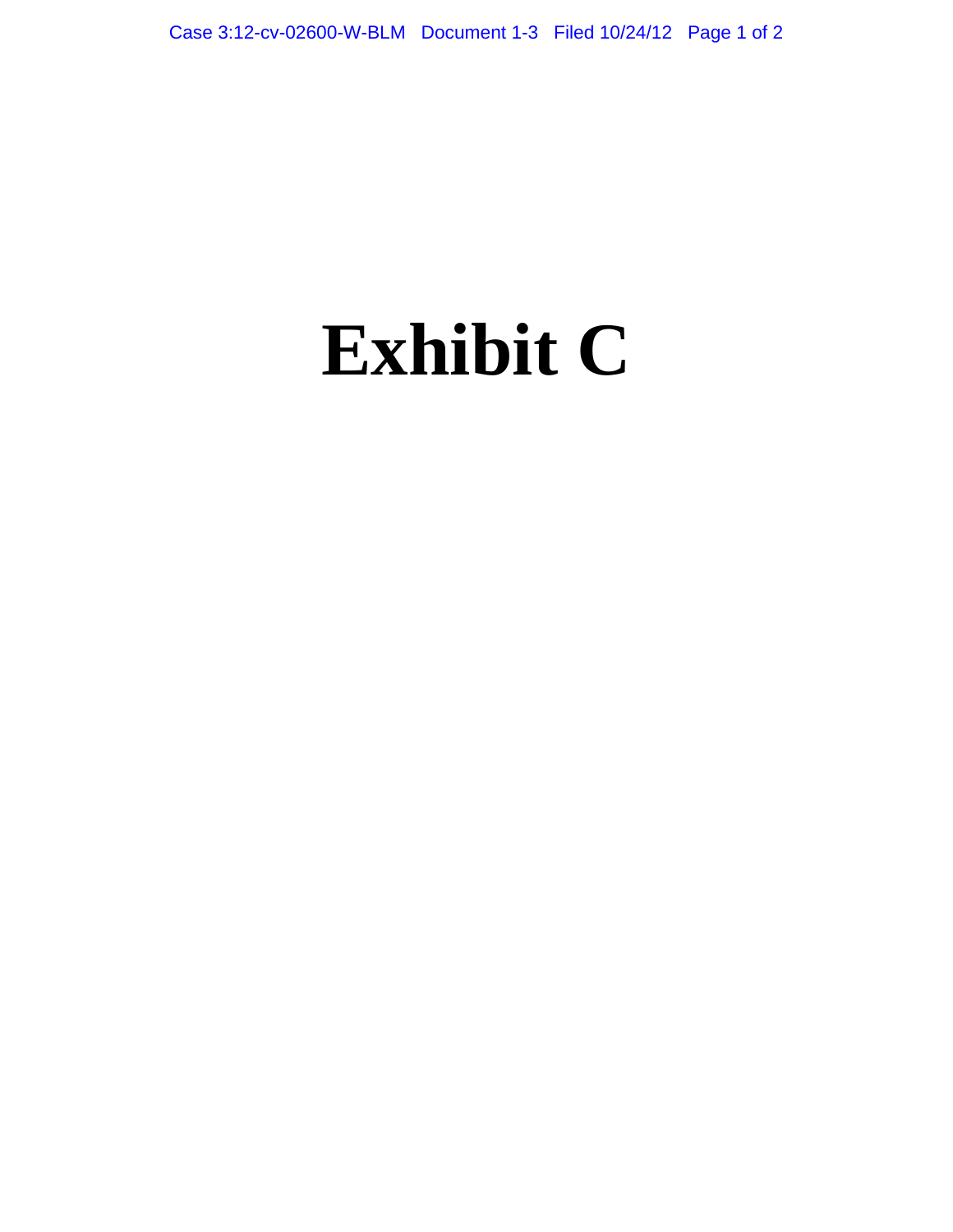# Exhibit C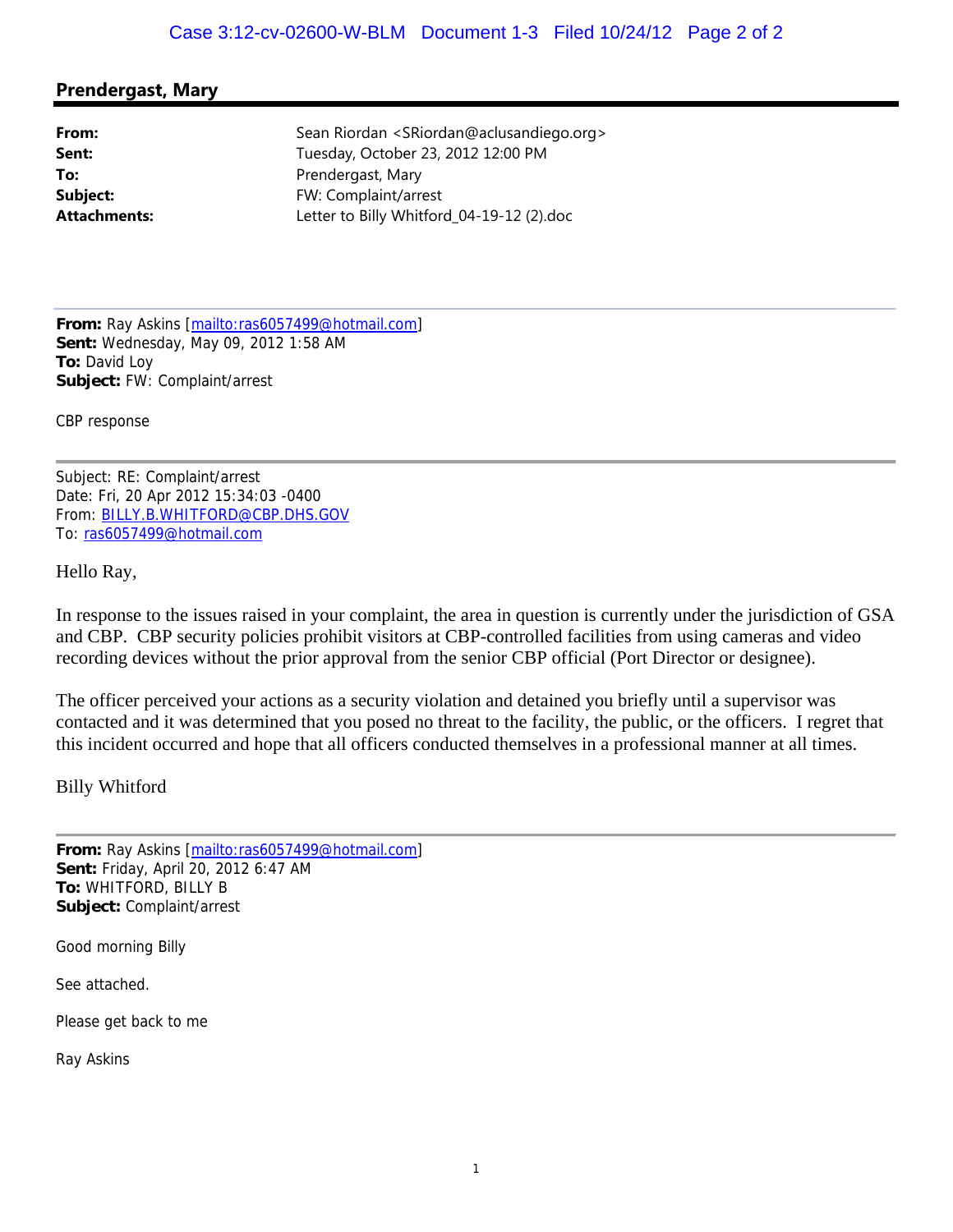**Prendergast, Mary**

---

| | |
|---|---|
| **From:** | Sean Riordan <SRiordan@aclusandiego.org> |
| **Sent:** | Tuesday, October 23, 2012 12:00 PM |
| **To:** | Prendergast, Mary |
| **Subject:** | FW: Complaint/arrest |
| **Attachments:** | Letter to Billy Whitford_04-19-12 (2).doc |

---

**From:** Ray Askins [mailto:ras6057499@hotmail.com]
**Sent:** Wednesday, May 09, 2012 1:58 AM
**To:** David Loy
**Subject:** FW: Complaint/arrest

CBP response

---

Subject: RE: Complaint/arrest
Date: Fri, 20 Apr 2012 15:34:03 -0400
From: BILLY.B.WHITFORD@CBP.DHS.GOV
To: ras6057499@hotmail.com

Hello Ray,

In response to the issues raised in your complaint, the area in question is currently under the jurisdiction of GSA and CBP. CBP security policies prohibit visitors at CBP-controlled facilities from using cameras and video recording devices without the prior approval from the senior CBP official (Port Director or designee).

The officer perceived your actions as a security violation and detained you briefly until a supervisor was contacted and it was determined that you posed no threat to the facility, the public, or the officers. I regret that this incident occurred and hope that all officers conducted themselves in a professional manner at all times.

Billy Whitford

---

**From:** Ray Askins [mailto:ras6057499@hotmail.com]
**Sent:** Friday, April 20, 2012 6:47 AM
**To:** WHITFORD, BILLY B
**Subject:** Complaint/arrest

Good morning Billy

See attached.

Please get back to me

Ray Askins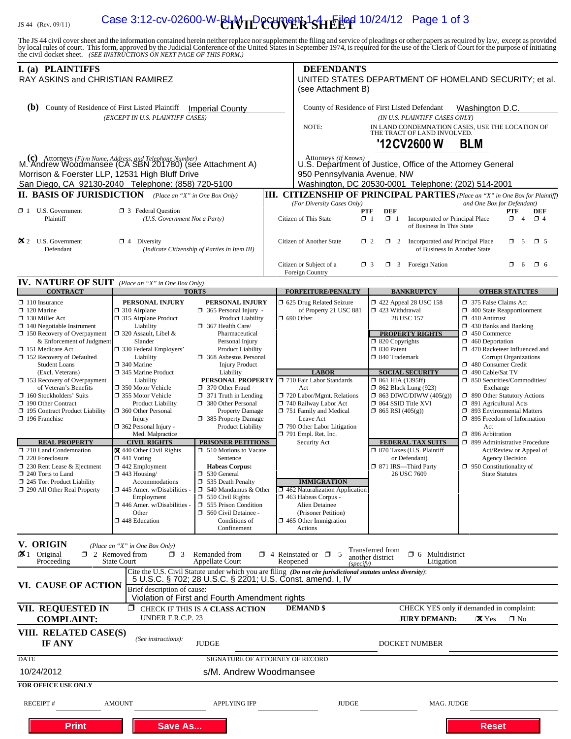JS 44 (Rev. 09/11)

# CIVIL COVER SHEET

The JS 44 civil cover sheet and the information contained herein neither replace nor supplement the filing and service of pleadings or other papers as required by law, except as provided by local rules of court. This form, approved by the Judicial Conference of the United States in September 1974, is required for the use of the Clerk of Court for the purpose of initiating the civil docket sheet. *(SEE INSTRUCTIONS ON NEXT PAGE OF THIS FORM.)*

## I. (a) PLAINTIFFS

RAY ASKINS and CHRISTIAN RAMIREZ

**(b)** County of Residence of First Listed Plaintiff: Imperial County
*(EXCEPT IN U.S. PLAINTIFF CASES)*

**(c)** Attorneys *(Firm Name, Address, and Telephone Number)*
M. Andrew Woodmansee (CA SBN 201780) (see Attachment A)
Morrison & Foerster LLP, 12531 High Bluff Drive
San Diego, CA 92130-2040 Telephone: (858) 720-5100

## DEFENDANTS

UNITED STATES DEPARTMENT OF HOMELAND SECURITY; et al. (see Attachment B)

County of Residence of First Listed Defendant: Washington D.C.
*(IN U.S. PLAINTIFF CASES ONLY)*

NOTE: IN LAND CONDEMNATION CASES, USE THE LOCATION OF THE TRACT OF LAND INVOLVED.

**'12CV2600 W BLM**

Attorneys *(If Known)*
U.S. Department of Justice, Office of the Attorney General
950 Pennsylvania Avenue, NW
Washington, DC 20530-0001 Telephone: (202) 514-2001

## II. BASIS OF JURISDICTION *(Place an "X" in One Box Only)*

- ☐ 1 U.S. Government Plaintiff
- ☐ 3 Federal Question (U.S. Government Not a Party)
- ☒ 2 U.S. Government Defendant
- ☐ 4 Diversity (Indicate Citizenship of Parties in Item III)

## III. CITIZENSHIP OF PRINCIPAL PARTIES *(Place an "X" in One Box for Plaintiff and One Box for Defendant)* *(For Diversity Cases Only)*

| | PTF | DEF | | PTF | DEF |
|---|---|---|---|---|---|
| Citizen of This State | ☐ 1 | ☐ 1 | Incorporated *or* Principal Place of Business In This State | ☐ 4 | ☐ 4 |
| Citizen of Another State | ☐ 2 | ☐ 2 | Incorporated *and* Principal Place of Business In Another State | ☐ 5 | ☐ 5 |
| Citizen or Subject of a Foreign Country | ☐ 3 | ☐ 3 | Foreign Nation | ☐ 6 | ☐ 6 |

## IV. NATURE OF SUIT *(Place an "X" in One Box Only)*

**CONTRACT**
- ☐ 110 Insurance
- ☐ 120 Marine
- ☐ 130 Miller Act
- ☐ 140 Negotiable Instrument
- ☐ 150 Recovery of Overpayment & Enforcement of Judgment
- ☐ 151 Medicare Act
- ☐ 152 Recovery of Defaulted Student Loans (Excl. Veterans)
- ☐ 153 Recovery of Overpayment of Veteran's Benefits
- ☐ 160 Stockholders' Suits
- ☐ 190 Other Contract
- ☐ 195 Contract Product Liability
- ☐ 196 Franchise

**REAL PROPERTY**
- ☐ 210 Land Condemnation
- ☐ 220 Foreclosure
- ☐ 230 Rent Lease & Ejectment
- ☐ 240 Torts to Land
- ☐ 245 Tort Product Liability
- ☐ 290 All Other Real Property

**TORTS — PERSONAL INJURY**
- ☐ 310 Airplane
- ☐ 315 Airplane Product Liability
- ☐ 320 Assault, Libel & Slander
- ☐ 330 Federal Employers' Liability
- ☐ 340 Marine
- ☐ 345 Marine Product Liability
- ☐ 350 Motor Vehicle
- ☐ 355 Motor Vehicle Product Liability
- ☐ 360 Other Personal Injury
- ☐ 362 Personal Injury - Med. Malpractice

**PERSONAL INJURY**
- ☐ 365 Personal Injury - Product Liability
- ☐ 367 Health Care/ Pharmaceutical Personal Injury Product Liability
- ☐ 368 Asbestos Personal Injury Product Liability

**PERSONAL PROPERTY**
- ☐ 370 Other Fraud
- ☐ 371 Truth in Lending
- ☐ 380 Other Personal Property Damage
- ☐ 385 Property Damage Product Liability

**CIVIL RIGHTS**
- ☒ 440 Other Civil Rights
- ☐ 441 Voting
- ☐ 442 Employment
- ☐ 443 Housing/ Accommodations
- ☐ 445 Amer. w/Disabilities - Employment
- ☐ 446 Amer. w/Disabilities - Other
- ☐ 448 Education

**PRISONER PETITIONS**
- ☐ 510 Motions to Vacate Sentence
- **Habeas Corpus:**
- ☐ 530 General
- ☐ 535 Death Penalty
- ☐ 540 Mandamus & Other
- ☐ 550 Civil Rights
- ☐ 555 Prison Condition
- ☐ 560 Civil Detainee - Conditions of Confinement

**FORFEITURE/PENALTY**
- ☐ 625 Drug Related Seizure of Property 21 USC 881
- ☐ 690 Other

**LABOR**
- ☐ 710 Fair Labor Standards Act
- ☐ 720 Labor/Mgmt. Relations
- ☐ 740 Railway Labor Act
- ☐ 751 Family and Medical Leave Act
- ☐ 790 Other Labor Litigation
- ☐ 791 Empl. Ret. Inc. Security Act

**IMMIGRATION**
- ☐ 462 Naturalization Application
- ☐ 463 Habeas Corpus - Alien Detainee (Prisoner Petition)
- ☐ 465 Other Immigration Actions

**BANKRUPTCY**
- ☐ 422 Appeal 28 USC 158
- ☐ 423 Withdrawal 28 USC 157

**PROPERTY RIGHTS**
- ☐ 820 Copyrights
- ☐ 830 Patent
- ☐ 840 Trademark

**SOCIAL SECURITY**
- ☐ 861 HIA (1395ff)
- ☐ 862 Black Lung (923)
- ☐ 863 DIWC/DIWW (405(g))
- ☐ 864 SSID Title XVI
- ☐ 865 RSI (405(g))

**FEDERAL TAX SUITS**
- ☐ 870 Taxes (U.S. Plaintiff or Defendant)
- ☐ 871 IRS—Third Party 26 USC 7609

**OTHER STATUTES**
- ☐ 375 False Claims Act
- ☐ 400 State Reapportionment
- ☐ 410 Antitrust
- ☐ 430 Banks and Banking
- ☐ 450 Commerce
- ☐ 460 Deportation
- ☐ 470 Racketeer Influenced and Corrupt Organizations
- ☐ 480 Consumer Credit
- ☐ 490 Cable/Sat TV
- ☐ 850 Securities/Commodities/ Exchange
- ☐ 890 Other Statutory Actions
- ☐ 891 Agricultural Acts
- ☐ 893 Environmental Matters
- ☐ 895 Freedom of Information Act
- ☐ 896 Arbitration
- ☐ 899 Administrative Procedure Act/Review or Appeal of Agency Decision
- ☐ 950 Constitutionality of State Statutes

## V. ORIGIN *(Place an "X" in One Box Only)*

- ☒ 1 Original Proceeding
- ☐ 2 Removed from State Court
- ☐ 3 Remanded from Appellate Court
- ☐ 4 Reinstated or Reopened
- ☐ 5 Transferred from another district *(specify)*
- ☐ 6 Multidistrict Litigation

## VI. CAUSE OF ACTION

Cite the U.S. Civil Statute under which you are filing *(Do not cite jurisdictional statutes unless diversity)*:
5 U.S.C. § 702; 28 U.S.C. § 2201; U.S. Const. amend. I, IV

Brief description of cause:
Violation of First and Fourth Amendment rights

## VII. REQUESTED IN COMPLAINT:

☐ CHECK IF THIS IS A **CLASS ACTION** UNDER F.R.C.P. 23

**DEMAND $**

CHECK YES only if demanded in complaint:
**JURY DEMAND:** ☒ Yes ☐ No

## VIII. RELATED CASE(S) IF ANY

*(See instructions):* JUDGE ______ DOCKET NUMBER ______

DATE: 10/24/2012

SIGNATURE OF ATTORNEY OF RECORD: s/M. Andrew Woodmansee

**FOR OFFICE USE ONLY**

RECEIPT # ______ AMOUNT ______ APPLYING IFP ______ JUDGE ______ MAG. JUDGE ______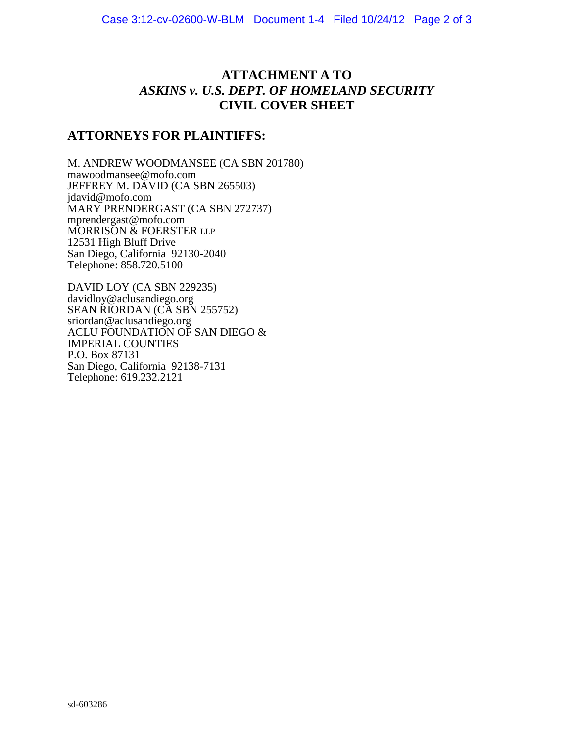# ATTACHMENT A TO *ASKINS v. U.S. DEPT. OF HOMELAND SECURITY* CIVIL COVER SHEET

## ATTORNEYS FOR PLAINTIFFS:

M. ANDREW WOODMANSEE (CA SBN 201780)
mawoodmansee@mofo.com
JEFFREY M. DAVID (CA SBN 265503)
jdavid@mofo.com
MARY PRENDERGAST (CA SBN 272737)
mprendergast@mofo.com
MORRISON & FOERSTER LLP
12531 High Bluff Drive
San Diego, California 92130-2040
Telephone: 858.720.5100

DAVID LOY (CA SBN 229235)
davidloy@aclusandiego.org
SEAN RIORDAN (CA SBN 255752)
sriordan@aclusandiego.org
ACLU FOUNDATION OF SAN DIEGO &
IMPERIAL COUNTIES
P.O. Box 87131
San Diego, California 92138-7131
Telephone: 619.232.2121

sd-603286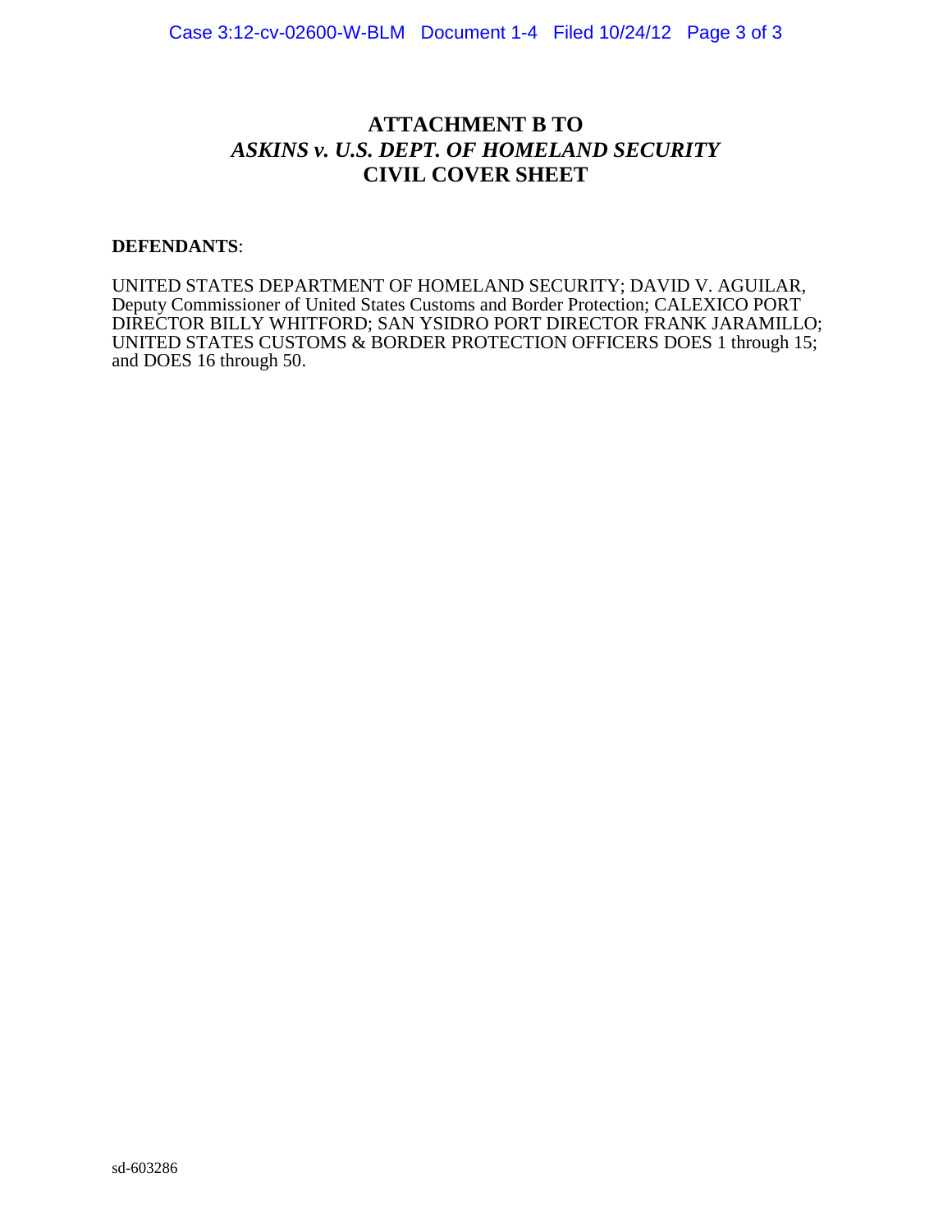# ATTACHMENT B TO
# *ASKINS v. U.S. DEPT. OF HOMELAND SECURITY*
# CIVIL COVER SHEET

**DEFENDANTS**:

UNITED STATES DEPARTMENT OF HOMELAND SECURITY; DAVID V. AGUILAR, Deputy Commissioner of United States Customs and Border Protection; CALEXICO PORT DIRECTOR BILLY WHITFORD; SAN YSIDRO PORT DIRECTOR FRANK JARAMILLO; UNITED STATES CUSTOMS & BORDER PROTECTION OFFICERS DOES 1 through 15; and DOES 16 through 50.

sd-603286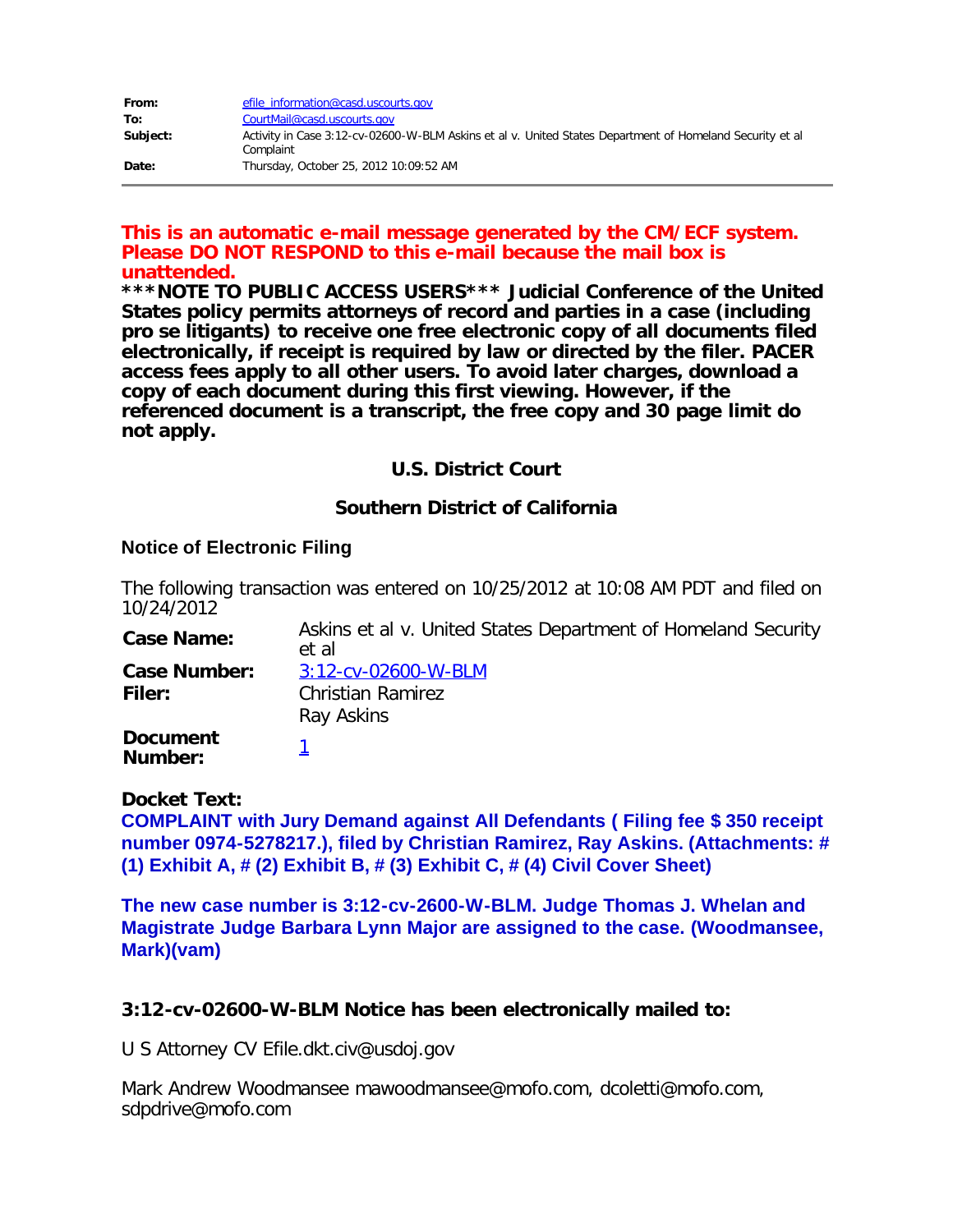| | |
|---|---|
| **From:** | efile_information@casd.uscourts.gov |
| **To:** | CourtMail@casd.uscourts.gov |
| **Subject:** | Activity in Case 3:12-cv-02600-W-BLM Askins et al v. United States Department of Homeland Security et al Complaint |
| **Date:** | Thursday, October 25, 2012 10:09:52 AM |

**This is an automatic e-mail message generated by the CM/ECF system. Please DO NOT RESPOND to this e-mail because the mail box is unattended.**

**\*\*\*NOTE TO PUBLIC ACCESS USERS\*\*\* Judicial Conference of the United States policy permits attorneys of record and parties in a case (including pro se litigants) to receive one free electronic copy of all documents filed electronically, if receipt is required by law or directed by the filer. PACER access fees apply to all other users. To avoid later charges, download a copy of each document during this first viewing. However, if the referenced document is a transcript, the free copy and 30 page limit do not apply.**

## U.S. District Court

## Southern District of California

### Notice of Electronic Filing

The following transaction was entered on 10/25/2012 at 10:08 AM PDT and filed on 10/24/2012

| | |
|---|---|
| **Case Name:** | Askins et al v. United States Department of Homeland Security et al |
| **Case Number:** | 3:12-cv-02600-W-BLM |
| **Filer:** | Christian Ramirez<br>Ray Askins |
| **Document Number:** | 1 |

**Docket Text:**

**COMPLAINT with Jury Demand against All Defendants ( Filing fee $ 350 receipt number 0974-5278217.), filed by Christian Ramirez, Ray Askins. (Attachments: # (1) Exhibit A, # (2) Exhibit B, # (3) Exhibit C, # (4) Civil Cover Sheet)**

**The new case number is 3:12-cv-2600-W-BLM. Judge Thomas J. Whelan and Magistrate Judge Barbara Lynn Major are assigned to the case. (Woodmansee, Mark)(vam)**

### 3:12-cv-02600-W-BLM Notice has been electronically mailed to:

U S Attorney CV Efile.dkt.civ@usdoj.gov

Mark Andrew Woodmansee mawoodmansee@mofo.com, dcoletti@mofo.com, sdpdrive@mofo.com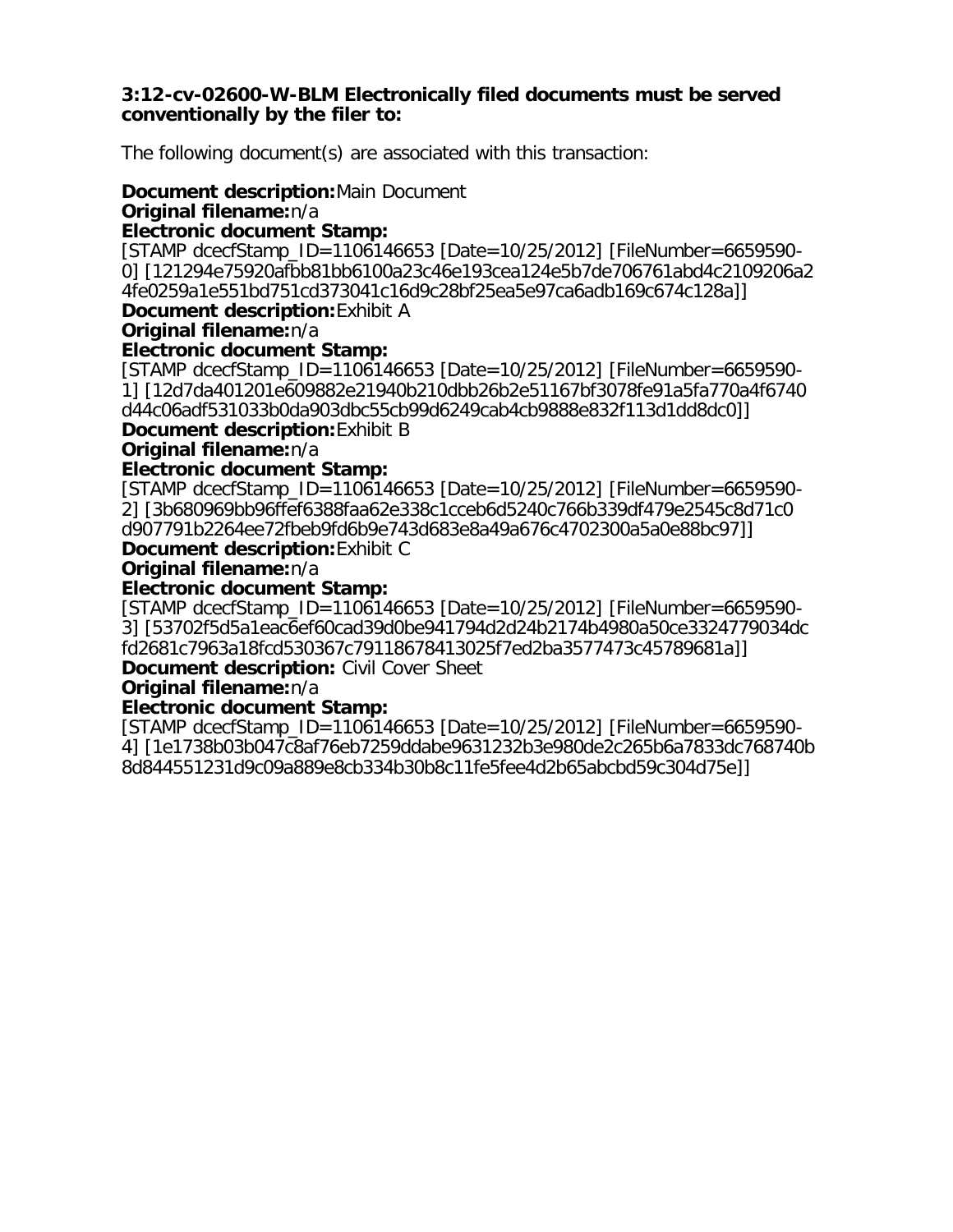**3:12-cv-02600-W-BLM Electronically filed documents must be served conventionally by the filer to:**

The following document(s) are associated with this transaction:

**Document description:** Main Document
**Original filename:** n/a
**Electronic document Stamp:**
[STAMP dcecfStamp_ID=1106146653 [Date=10/25/2012] [FileNumber=6659590-0] [121294e75920afbb81bb6100a23c46e193cea124e5b7de706761abd4c2109206a24fe0259a1e551bd751cd373041c16d9c28bf25ea5e97ca6adb169c674c128a]]
**Document description:** Exhibit A
**Original filename:** n/a
**Electronic document Stamp:**
[STAMP dcecfStamp_ID=1106146653 [Date=10/25/2012] [FileNumber=6659590-1] [12d7da401201e609882e21940b210dbb26b2e51167bf3078fe91a5fa770a4f6740d44c06adf531033b0da903dbc55cb99d6249cab4cb9888e832f113d1dd8dc0]]
**Document description:** Exhibit B
**Original filename:** n/a
**Electronic document Stamp:**
[STAMP dcecfStamp_ID=1106146653 [Date=10/25/2012] [FileNumber=6659590-2] [3b680969bb96ffef6388faa62e338c1cceb6d5240c766b339df479e2545c8d71c0d907791b2264ee72fbeb9fd6b9e743d683e8a49a676c4702300a5a0e88bc97]]
**Document description:** Exhibit C
**Original filename:** n/a
**Electronic document Stamp:**
[STAMP dcecfStamp_ID=1106146653 [Date=10/25/2012] [FileNumber=6659590-3] [53702f5d5a1eac6ef60cad39d0be941794d2d24b2174b4980a50ce3324779034dcfd2681c7963a18fcd530367c79118678413025f7ed2ba3577473c45789681a]]
**Document description:** Civil Cover Sheet
**Original filename:** n/a
**Electronic document Stamp:**
[STAMP dcecfStamp_ID=1106146653 [Date=10/25/2012] [FileNumber=6659590-4] [1e1738b03b047c8af76eb7259ddabe9631232b3e980de2c265b6a7833dc768740b8d844551231d9c09a889e8cb334b30b8c11fe5fee4d2b65abcbd59c304d75e]]